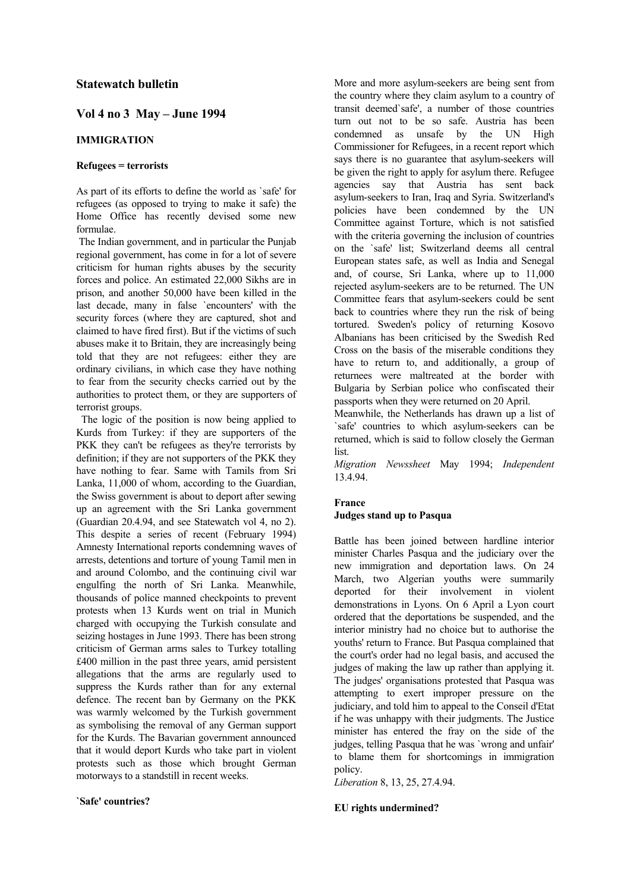# Statewatch bulletin

## Vol 4 no 3 May – June 1994

### IMMIGRATION

#### Refugees = terrorists

As part of its efforts to define the world as `safe' for refugees (as opposed to trying to make it safe) the Home Office has recently devised some new formulae.

The Indian government, and in particular the Punjab regional government, has come in for a lot of severe criticism for human rights abuses by the security forces and police. An estimated 22,000 Sikhs are in prison, and another 50,000 have been killed in the last decade, many in false `encounters' with the security forces (where they are captured, shot and claimed to have fired first). But if the victims of such abuses make it to Britain, they are increasingly being told that they are not refugees: either they are ordinary civilians, in which case they have nothing to fear from the security checks carried out by the authorities to protect them, or they are supporters of terrorist groups.

The logic of the position is now being applied to Kurds from Turkey: if they are supporters of the PKK they can't be refugees as they're terrorists by definition; if they are not supporters of the PKK they have nothing to fear. Same with Tamils from Sri Lanka, 11,000 of whom, according to the Guardian, the Swiss government is about to deport after sewing up an agreement with the Sri Lanka government (Guardian 20.4.94, and see Statewatch vol 4, no 2). This despite a series of recent (February 1994) Amnesty International reports condemning waves of arrests, detentions and torture of young Tamil men in and around Colombo, and the continuing civil war engulfing the north of Sri Lanka. Meanwhile, thousands of police manned checkpoints to prevent protests when 13 Kurds went on trial in Munich charged with occupying the Turkish consulate and seizing hostages in June 1993. There has been strong criticism of German arms sales to Turkey totalling £400 million in the past three years, amid persistent allegations that the arms are regularly used to suppress the Kurds rather than for any external defence. The recent ban by Germany on the PKK was warmly welcomed by the Turkish government as symbolising the removal of any German support for the Kurds. The Bavarian government announced that it would deport Kurds who take part in violent protests such as those which brought German motorways to a standstill in recent weeks.

#### `Safe' countries?

More and more asylum-seekers are being sent from the country where they claim asylum to a country of transit deemed`safe', a number of those countries turn out not to be so safe. Austria has been condemned as unsafe by the UN High Commissioner for Refugees, in a recent report which says there is no guarantee that asylum-seekers will be given the right to apply for asylum there. Refugee agencies say that Austria has sent back asylum-seekers to Iran, Iraq and Syria. Switzerland's policies have been condemned by the UN Committee against Torture, which is not satisfied with the criteria governing the inclusion of countries on the `safe' list; Switzerland deems all central European states safe, as well as India and Senegal and, of course, Sri Lanka, where up to 11,000 rejected asylum-seekers are to be returned. The UN Committee fears that asylum-seekers could be sent back to countries where they run the risk of being tortured. Sweden's policy of returning Kosovo Albanians has been criticised by the Swedish Red Cross on the basis of the miserable conditions they have to return to, and additionally, a group of returnees were maltreated at the border with Bulgaria by Serbian police who confiscated their passports when they were returned on 20 April.

Meanwhile, the Netherlands has drawn up a list of `safe' countries to which asylum-seekers can be returned, which is said to follow closely the German list.

*Migration Newssheet* May 1994; *Independent* 13.4.94.

#### France
#### Judges stand up to Pasqua

Battle has been joined between hardline interior minister Charles Pasqua and the judiciary over the new immigration and deportation laws. On 24 March, two Algerian youths were summarily deported for their involvement in violent demonstrations in Lyons. On 6 April a Lyon court ordered that the deportations be suspended, and the interior ministry had no choice but to authorise the youths' return to France. But Pasqua complained that the court's order had no legal basis, and accused the judges of making the law up rather than applying it. The judges' organisations protested that Pasqua was attempting to exert improper pressure on the judiciary, and told him to appeal to the Conseil d'Etat if he was unhappy with their judgments. The Justice minister has entered the fray on the side of the judges, telling Pasqua that he was `wrong and unfair' to blame them for shortcomings in immigration policy.

*Liberation* 8, 13, 25, 27.4.94.

#### EU rights undermined?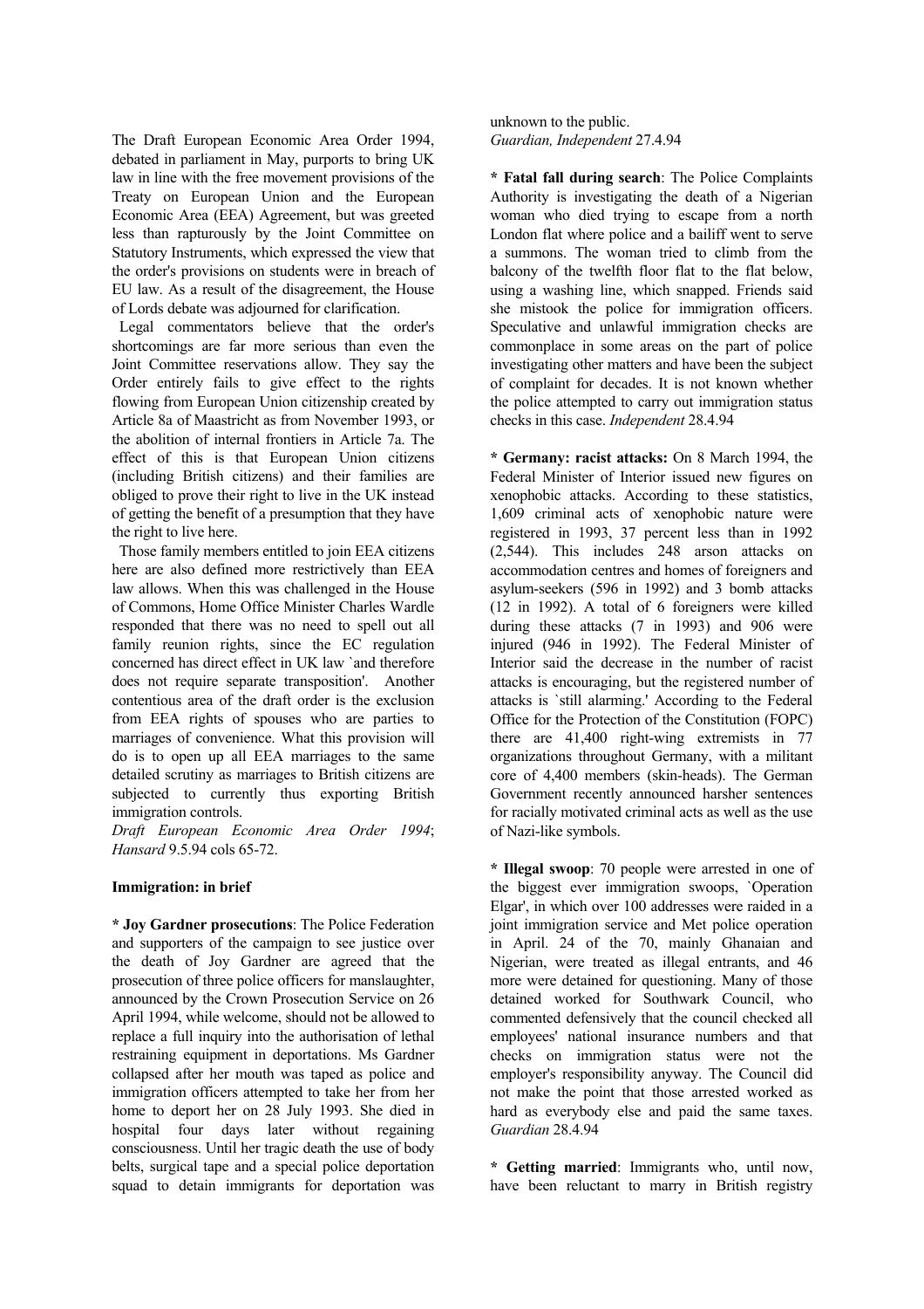The Draft European Economic Area Order 1994, debated in parliament in May, purports to bring UK law in line with the free movement provisions of the Treaty on European Union and the European Economic Area (EEA) Agreement, but was greeted less than rapturously by the Joint Committee on Statutory Instruments, which expressed the view that the order's provisions on students were in breach of EU law. As a result of the disagreement, the House of Lords debate was adjourned for clarification.

Legal commentators believe that the order's shortcomings are far more serious than even the Joint Committee reservations allow. They say the Order entirely fails to give effect to the rights flowing from European Union citizenship created by Article 8a of Maastricht as from November 1993, or the abolition of internal frontiers in Article 7a. The effect of this is that European Union citizens (including British citizens) and their families are obliged to prove their right to live in the UK instead of getting the benefit of a presumption that they have the right to live here.

Those family members entitled to join EEA citizens here are also defined more restrictively than EEA law allows. When this was challenged in the House of Commons, Home Office Minister Charles Wardle responded that there was no need to spell out all family reunion rights, since the EC regulation concerned has direct effect in UK law `and therefore does not require separate transposition'. Another contentious area of the draft order is the exclusion from EEA rights of spouses who are parties to marriages of convenience. What this provision will do is to open up all EEA marriages to the same detailed scrutiny as marriages to British citizens are subjected to currently thus exporting British immigration controls.

*Draft European Economic Area Order 1994*; *Hansard* 9.5.94 cols 65-72.

**Immigration: in brief**

* **Joy Gardner prosecutions**: The Police Federation and supporters of the campaign to see justice over the death of Joy Gardner are agreed that the prosecution of three police officers for manslaughter, announced by the Crown Prosecution Service on 26 April 1994, while welcome, should not be allowed to replace a full inquiry into the authorisation of lethal restraining equipment in deportations. Ms Gardner collapsed after her mouth was taped as police and immigration officers attempted to take her from her home to deport her on 28 July 1993. She died in hospital four days later without regaining consciousness. Until her tragic death the use of body belts, surgical tape and a special police deportation squad to detain immigrants for deportation was unknown to the public.
*Guardian, Independent* 27.4.94

* **Fatal fall during search**: The Police Complaints Authority is investigating the death of a Nigerian woman who died trying to escape from a north London flat where police and a bailiff went to serve a summons. The woman tried to climb from the balcony of the twelfth floor flat to the flat below, using a washing line, which snapped. Friends said she mistook the police for immigration officers. Speculative and unlawful immigration checks are commonplace in some areas on the part of police investigating other matters and have been the subject of complaint for decades. It is not known whether the police attempted to carry out immigration status checks in this case. *Independent* 28.4.94

* **Germany: racist attacks:** On 8 March 1994, the Federal Minister of Interior issued new figures on xenophobic attacks. According to these statistics, 1,609 criminal acts of xenophobic nature were registered in 1993, 37 percent less than in 1992 (2,544). This includes 248 arson attacks on accommodation centres and homes of foreigners and asylum-seekers (596 in 1992) and 3 bomb attacks (12 in 1992). A total of 6 foreigners were killed during these attacks (7 in 1993) and 906 were injured (946 in 1992). The Federal Minister of Interior said the decrease in the number of racist attacks is encouraging, but the registered number of attacks is `still alarming.' According to the Federal Office for the Protection of the Constitution (FOPC) there are 41,400 right-wing extremists in 77 organizations throughout Germany, with a militant core of 4,400 members (skin-heads). The German Government recently announced harsher sentences for racially motivated criminal acts as well as the use of Nazi-like symbols.

* **Illegal swoop**: 70 people were arrested in one of the biggest ever immigration swoops, `Operation Elgar', in which over 100 addresses were raided in a joint immigration service and Met police operation in April. 24 of the 70, mainly Ghanaian and Nigerian, were treated as illegal entrants, and 46 more were detained for questioning. Many of those detained worked for Southwark Council, who commented defensively that the council checked all employees' national insurance numbers and that checks on immigration status were not the employer's responsibility anyway. The Council did not make the point that those arrested worked as hard as everybody else and paid the same taxes. *Guardian* 28.4.94

* **Getting married**: Immigrants who, until now, have been reluctant to marry in British registry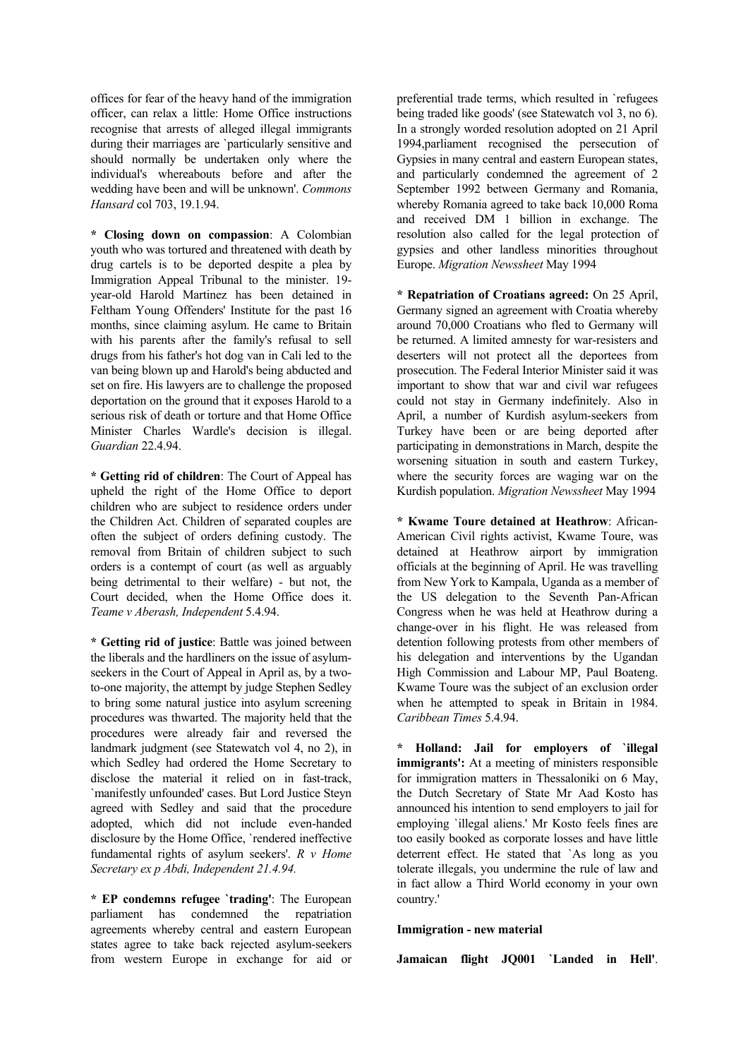offices for fear of the heavy hand of the immigration officer, can relax a little: Home Office instructions recognise that arrests of alleged illegal immigrants during their marriages are `particularly sensitive and should normally be undertaken only where the individual's whereabouts before and after the wedding have been and will be unknown'. *Commons Hansard* col 703, 19.1.94.

* **Closing down on compassion**: A Colombian youth who was tortured and threatened with death by drug cartels is to be deported despite a plea by Immigration Appeal Tribunal to the minister. 19-year-old Harold Martinez has been detained in Feltham Young Offenders' Institute for the past 16 months, since claiming asylum. He came to Britain with his parents after the family's refusal to sell drugs from his father's hot dog van in Cali led to the van being blown up and Harold's being abducted and set on fire. His lawyers are to challenge the proposed deportation on the ground that it exposes Harold to a serious risk of death or torture and that Home Office Minister Charles Wardle's decision is illegal. *Guardian* 22.4.94.

* **Getting rid of children**: The Court of Appeal has upheld the right of the Home Office to deport children who are subject to residence orders under the Children Act. Children of separated couples are often the subject of orders defining custody. The removal from Britain of children subject to such orders is a contempt of court (as well as arguably being detrimental to their welfare) - but not, the Court decided, when the Home Office does it. *Teame v Aberash, Independent* 5.4.94.

* **Getting rid of justice**: Battle was joined between the liberals and the hardliners on the issue of asylum-seekers in the Court of Appeal in April as, by a two-to-one majority, the attempt by judge Stephen Sedley to bring some natural justice into asylum screening procedures was thwarted. The majority held that the procedures were already fair and reversed the landmark judgment (see Statewatch vol 4, no 2), in which Sedley had ordered the Home Secretary to disclose the material it relied on in fast-track, `manifestly unfounded' cases. But Lord Justice Steyn agreed with Sedley and said that the procedure adopted, which did not include even-handed disclosure by the Home Office, `rendered ineffective fundamental rights of asylum seekers'. *R v Home Secretary ex p Abdi, Independent 21.4.94.*

* **EP condemns refugee `trading'**: The European parliament has condemned the repatriation agreements whereby central and eastern European states agree to take back rejected asylum-seekers from western Europe in exchange for aid or preferential trade terms, which resulted in `refugees being traded like goods' (see Statewatch vol 3, no 6). In a strongly worded resolution adopted on 21 April 1994,parliament recognised the persecution of Gypsies in many central and eastern European states, and particularly condemned the agreement of 2 September 1992 between Germany and Romania, whereby Romania agreed to take back 10,000 Roma and received DM 1 billion in exchange. The resolution also called for the legal protection of gypsies and other landless minorities throughout Europe. *Migration Newssheet* May 1994

* **Repatriation of Croatians agreed:** On 25 April, Germany signed an agreement with Croatia whereby around 70,000 Croatians who fled to Germany will be returned. A limited amnesty for war-resisters and deserters will not protect all the deportees from prosecution. The Federal Interior Minister said it was important to show that war and civil war refugees could not stay in Germany indefinitely. Also in April, a number of Kurdish asylum-seekers from Turkey have been or are being deported after participating in demonstrations in March, despite the worsening situation in south and eastern Turkey, where the security forces are waging war on the Kurdish population. *Migration Newssheet* May 1994

* **Kwame Toure detained at Heathrow**: African-American Civil rights activist, Kwame Toure, was detained at Heathrow airport by immigration officials at the beginning of April. He was travelling from New York to Kampala, Uganda as a member of the US delegation to the Seventh Pan-African Congress when he was held at Heathrow during a change-over in his flight. He was released from detention following protests from other members of his delegation and interventions by the Ugandan High Commission and Labour MP, Paul Boateng. Kwame Toure was the subject of an exclusion order when he attempted to speak in Britain in 1984. *Caribbean Times* 5.4.94.

* **Holland: Jail for employers of `illegal immigrants':** At a meeting of ministers responsible for immigration matters in Thessaloniki on 6 May, the Dutch Secretary of State Mr Aad Kosto has announced his intention to send employers to jail for employing `illegal aliens.' Mr Kosto feels fines are too easily booked as corporate losses and have little deterrent effect. He stated that `As long as you tolerate illegals, you undermine the rule of law and in fact allow a Third World economy in your own country.'

**Immigration - new material**

**Jamaican flight JQ001 `Landed in Hell'**.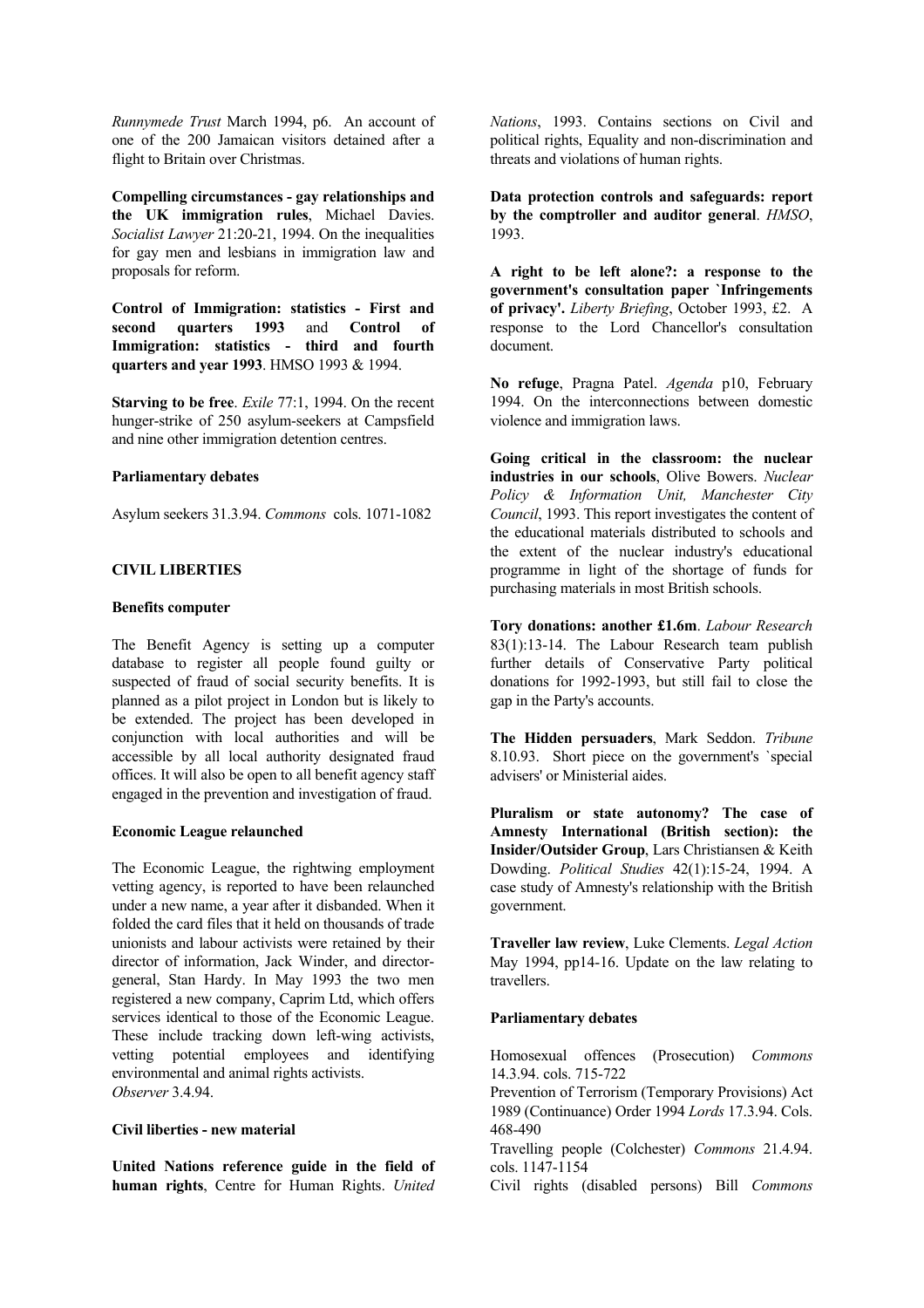*Runnymede Trust* March 1994, p6. An account of one of the 200 Jamaican visitors detained after a flight to Britain over Christmas.

**Compelling circumstances - gay relationships and the UK immigration rules**, Michael Davies. *Socialist Lawyer* 21:20-21, 1994. On the inequalities for gay men and lesbians in immigration law and proposals for reform.

**Control of Immigration: statistics - First and second quarters 1993** and **Control of Immigration: statistics - third and fourth quarters and year 1993**. HMSO 1993 & 1994.

**Starving to be free**. *Exile* 77:1, 1994. On the recent hunger-strike of 250 asylum-seekers at Campsfield and nine other immigration detention centres.

**Parliamentary debates**

Asylum seekers 31.3.94. *Commons* cols. 1071-1082

## CIVIL LIBERTIES

**Benefits computer**

The Benefit Agency is setting up a computer database to register all people found guilty or suspected of fraud of social security benefits. It is planned as a pilot project in London but is likely to be extended. The project has been developed in conjunction with local authorities and will be accessible by all local authority designated fraud offices. It will also be open to all benefit agency staff engaged in the prevention and investigation of fraud.

**Economic League relaunched**

The Economic League, the rightwing employment vetting agency, is reported to have been relaunched under a new name, a year after it disbanded. When it folded the card files that it held on thousands of trade unionists and labour activists were retained by their director of information, Jack Winder, and director-general, Stan Hardy. In May 1993 the two men registered a new company, Caprim Ltd, which offers services identical to those of the Economic League. These include tracking down left-wing activists, vetting potential employees and identifying environmental and animal rights activists.
*Observer* 3.4.94.

**Civil liberties - new material**

**United Nations reference guide in the field of human rights**, Centre for Human Rights. *United Nations*, 1993. Contains sections on Civil and political rights, Equality and non-discrimination and threats and violations of human rights.

**Data protection controls and safeguards: report by the comptroller and auditor general**. *HMSO*, 1993.

**A right to be left alone?: a response to the government's consultation paper `Infringements of privacy'.** *Liberty Briefing*, October 1993, £2. A response to the Lord Chancellor's consultation document.

**No refuge**, Pragna Patel. *Agenda* p10, February 1994. On the interconnections between domestic violence and immigration laws.

**Going critical in the classroom: the nuclear industries in our schools**, Olive Bowers. *Nuclear Policy & Information Unit, Manchester City Council*, 1993. This report investigates the content of the educational materials distributed to schools and the extent of the nuclear industry's educational programme in light of the shortage of funds for purchasing materials in most British schools.

**Tory donations: another £1.6m**. *Labour Research* 83(1):13-14. The Labour Research team publish further details of Conservative Party political donations for 1992-1993, but still fail to close the gap in the Party's accounts.

**The Hidden persuaders**, Mark Seddon. *Tribune* 8.10.93. Short piece on the government's `special advisers' or Ministerial aides.

**Pluralism or state autonomy? The case of Amnesty International (British section): the Insider/Outsider Group**, Lars Christiansen & Keith Dowding. *Political Studies* 42(1):15-24, 1994. A case study of Amnesty's relationship with the British government.

**Traveller law review**, Luke Clements. *Legal Action* May 1994, pp14-16. Update on the law relating to travellers.

**Parliamentary debates**

Homosexual offences (Prosecution) *Commons* 14.3.94. cols. 715-722
Prevention of Terrorism (Temporary Provisions) Act 1989 (Continuance) Order 1994 *Lords* 17.3.94. Cols. 468-490
Travelling people (Colchester) *Commons* 21.4.94. cols. 1147-1154
Civil rights (disabled persons) Bill *Commons*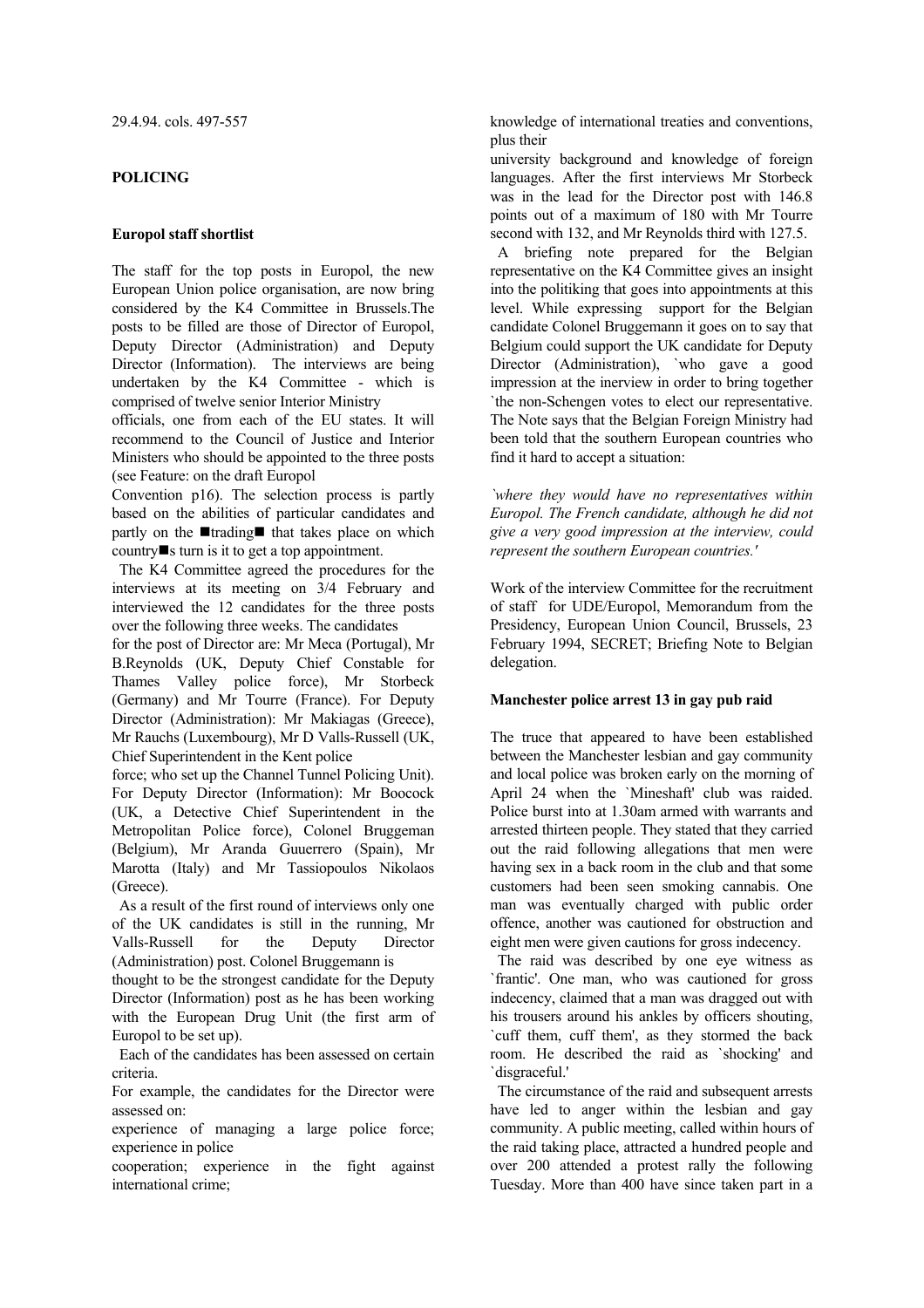29.4.94. cols. 497-557

**POLICING**

**Europol staff shortlist**

The staff for the top posts in Europol, the new European Union police organisation, are now bring considered by the K4 Committee in Brussels.The posts to be filled are those of Director of Europol, Deputy Director (Administration) and Deputy Director (Information). The interviews are being undertaken by the K4 Committee - which is comprised of twelve senior Interior Ministry officials, one from each of the EU states. It will recommend to the Council of Justice and Interior Ministers who should be appointed to the three posts (see Feature: on the draft Europol Convention p16). The selection process is partly based on the abilities of particular candidates and partly on the ■trading■ that takes place on which country■s turn is it to get a top appointment.

The K4 Committee agreed the procedures for the interviews at its meeting on 3/4 February and interviewed the 12 candidates for the three posts over the following three weeks. The candidates for the post of Director are: Mr Meca (Portugal), Mr B.Reynolds (UK, Deputy Chief Constable for Thames Valley police force), Mr Storbeck (Germany) and Mr Tourre (France). For Deputy Director (Administration): Mr Makiagas (Greece), Mr Rauchs (Luxembourg), Mr D Valls-Russell (UK, Chief Superintendent in the Kent police force; who set up the Channel Tunnel Policing Unit). For Deputy Director (Information): Mr Boocock (UK, a Detective Chief Superintendent in the Metropolitan Police force), Colonel Bruggeman (Belgium), Mr Aranda Guuerrero (Spain), Mr Marotta (Italy) and Mr Tassiopoulos Nikolaos (Greece).

As a result of the first round of interviews only one of the UK candidates is still in the running, Mr Valls-Russell for the Deputy Director (Administration) post. Colonel Bruggemann is thought to be the strongest candidate for the Deputy Director (Information) post as he has been working with the European Drug Unit (the first arm of Europol to be set up).

Each of the candidates has been assessed on certain criteria.

For example, the candidates for the Director were assessed on:

experience of managing a large police force; experience in police cooperation; experience in the fight against international crime;

knowledge of international treaties and conventions, plus their university background and knowledge of foreign languages. After the first interviews Mr Storbeck was in the lead for the Director post with 146.8 points out of a maximum of 180 with Mr Tourre second with 132, and Mr Reynolds third with 127.5.

A briefing note prepared for the Belgian representative on the K4 Committee gives an insight into the politiking that goes into appointments at this level. While expressing support for the Belgian candidate Colonel Bruggemann it goes on to say that Belgium could support the UK candidate for Deputy Director (Administration), `who gave a good impression at the inerview in order to bring together `the non-Schengen votes to elect our representative. The Note says that the Belgian Foreign Ministry had been told that the southern European countries who find it hard to accept a situation:

*`where they would have no representatives within Europol. The French candidate, although he did not give a very good impression at the interview, could represent the southern European countries.'*

Work of the interview Committee for the recruitment of staff for UDE/Europol, Memorandum from the Presidency, European Union Council, Brussels, 23 February 1994, SECRET; Briefing Note to Belgian delegation.

**Manchester police arrest 13 in gay pub raid**

The truce that appeared to have been established between the Manchester lesbian and gay community and local police was broken early on the morning of April 24 when the `Mineshaft' club was raided. Police burst into at 1.30am armed with warrants and arrested thirteen people. They stated that they carried out the raid following allegations that men were having sex in a back room in the club and that some customers had been seen smoking cannabis. One man was eventually charged with public order offence, another was cautioned for obstruction and eight men were given cautions for gross indecency.

The raid was described by one eye witness as `frantic'. One man, who was cautioned for gross indecency, claimed that a man was dragged out with his trousers around his ankles by officers shouting, `cuff them, cuff them', as they stormed the back room. He described the raid as `shocking' and `disgraceful.'

The circumstance of the raid and subsequent arrests have led to anger within the lesbian and gay community. A public meeting, called within hours of the raid taking place, attracted a hundred people and over 200 attended a protest rally the following Tuesday. More than 400 have since taken part in a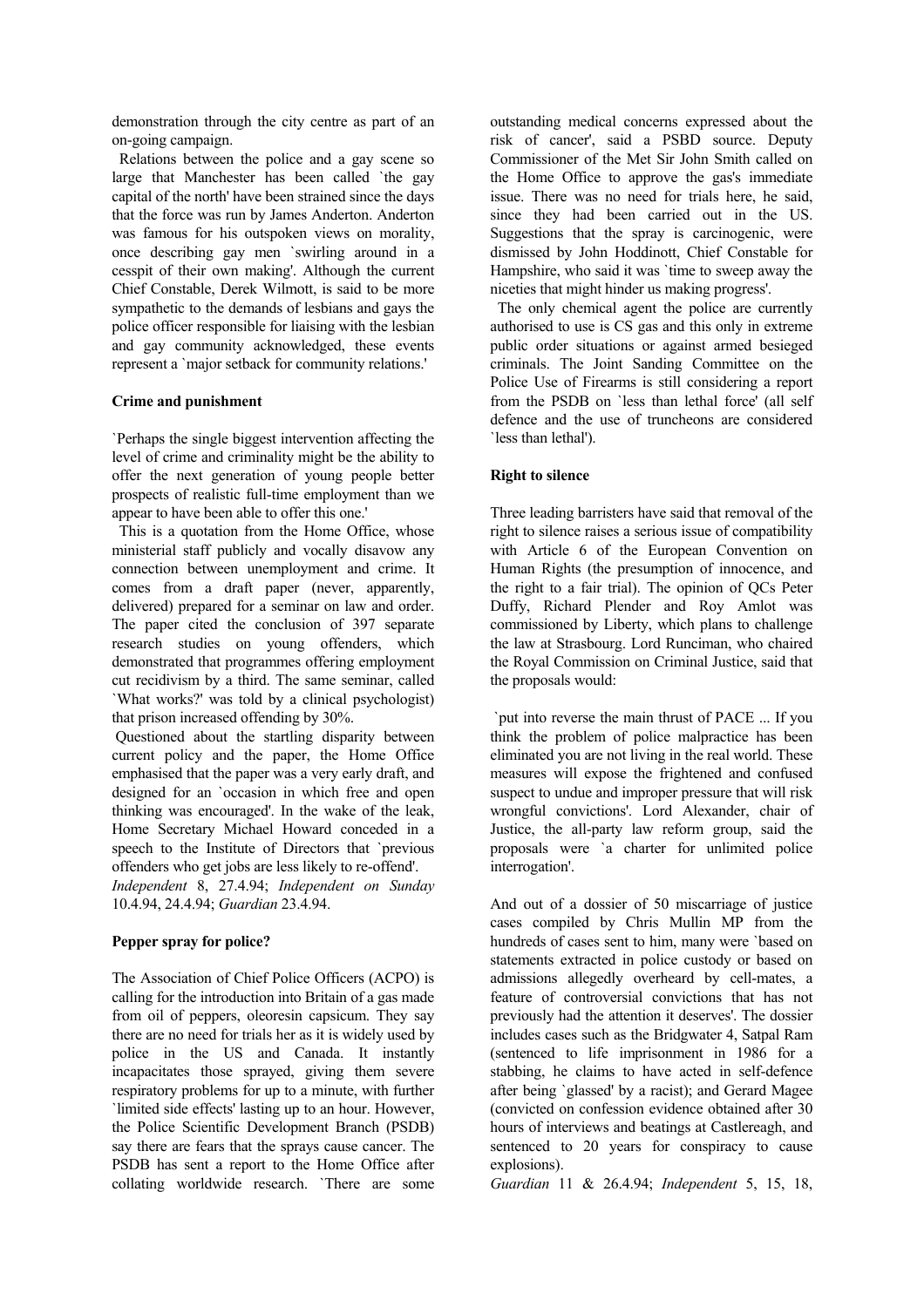demonstration through the city centre as part of an on-going campaign.

Relations between the police and a gay scene so large that Manchester has been called `the gay capital of the north' have been strained since the days that the force was run by James Anderton. Anderton was famous for his outspoken views on morality, once describing gay men `swirling around in a cesspit of their own making'. Although the current Chief Constable, Derek Wilmott, is said to be more sympathetic to the demands of lesbians and gays the police officer responsible for liaising with the lesbian and gay community acknowledged, these events represent a `major setback for community relations.'

**Crime and punishment**

`Perhaps the single biggest intervention affecting the level of crime and criminality might be the ability to offer the next generation of young people better prospects of realistic full-time employment than we appear to have been able to offer this one.'

This is a quotation from the Home Office, whose ministerial staff publicly and vocally disavow any connection between unemployment and crime. It comes from a draft paper (never, apparently, delivered) prepared for a seminar on law and order. The paper cited the conclusion of 397 separate research studies on young offenders, which demonstrated that programmes offering employment cut recidivism by a third. The same seminar, called `What works?' was told by a clinical psychologist) that prison increased offending by 30%.

Questioned about the startling disparity between current policy and the paper, the Home Office emphasised that the paper was a very early draft, and designed for an `occasion in which free and open thinking was encouraged'. In the wake of the leak, Home Secretary Michael Howard conceded in a speech to the Institute of Directors that `previous offenders who get jobs are less likely to re-offend'.
*Independent* 8, 27.4.94; *Independent on Sunday* 10.4.94, 24.4.94; *Guardian* 23.4.94.

**Pepper spray for police?**

The Association of Chief Police Officers (ACPO) is calling for the introduction into Britain of a gas made from oil of peppers, oleoresin capsicum. They say there are no need for trials her as it is widely used by police in the US and Canada. It instantly incapacitates those sprayed, giving them severe respiratory problems for up to a minute, with further `limited side effects' lasting up to an hour. However, the Police Scientific Development Branch (PSDB) say there are fears that the sprays cause cancer. The PSDB has sent a report to the Home Office after collating worldwide research. `There are some outstanding medical concerns expressed about the risk of cancer', said a PSBD source. Deputy Commissioner of the Met Sir John Smith called on the Home Office to approve the gas's immediate issue. There was no need for trials here, he said, since they had been carried out in the US. Suggestions that the spray is carcinogenic, were dismissed by John Hoddinott, Chief Constable for Hampshire, who said it was `time to sweep away the niceties that might hinder us making progress'.

The only chemical agent the police are currently authorised to use is CS gas and this only in extreme public order situations or against armed besieged criminals. The Joint Sanding Committee on the Police Use of Firearms is still considering a report from the PSDB on `less than lethal force' (all self defence and the use of truncheons are considered `less than lethal').

**Right to silence**

Three leading barristers have said that removal of the right to silence raises a serious issue of compatibility with Article 6 of the European Convention on Human Rights (the presumption of innocence, and the right to a fair trial). The opinion of QCs Peter Duffy, Richard Plender and Roy Amlot was commissioned by Liberty, which plans to challenge the law at Strasbourg. Lord Runciman, who chaired the Royal Commission on Criminal Justice, said that the proposals would:

`put into reverse the main thrust of PACE ... If you think the problem of police malpractice has been eliminated you are not living in the real world. These measures will expose the frightened and confused suspect to undue and improper pressure that will risk wrongful convictions'. Lord Alexander, chair of Justice, the all-party law reform group, said the proposals were `a charter for unlimited police interrogation'.

And out of a dossier of 50 miscarriage of justice cases compiled by Chris Mullin MP from the hundreds of cases sent to him, many were `based on statements extracted in police custody or based on admissions allegedly overheard by cell-mates, a feature of controversial convictions that has not previously had the attention it deserves'. The dossier includes cases such as the Bridgwater 4, Satpal Ram (sentenced to life imprisonment in 1986 for a stabbing, he claims to have acted in self-defence after being `glassed' by a racist); and Gerard Magee (convicted on confession evidence obtained after 30 hours of interviews and beatings at Castlereagh, and sentenced to 20 years for conspiracy to cause explosions).
*Guardian* 11 & 26.4.94; *Independent* 5, 15, 18,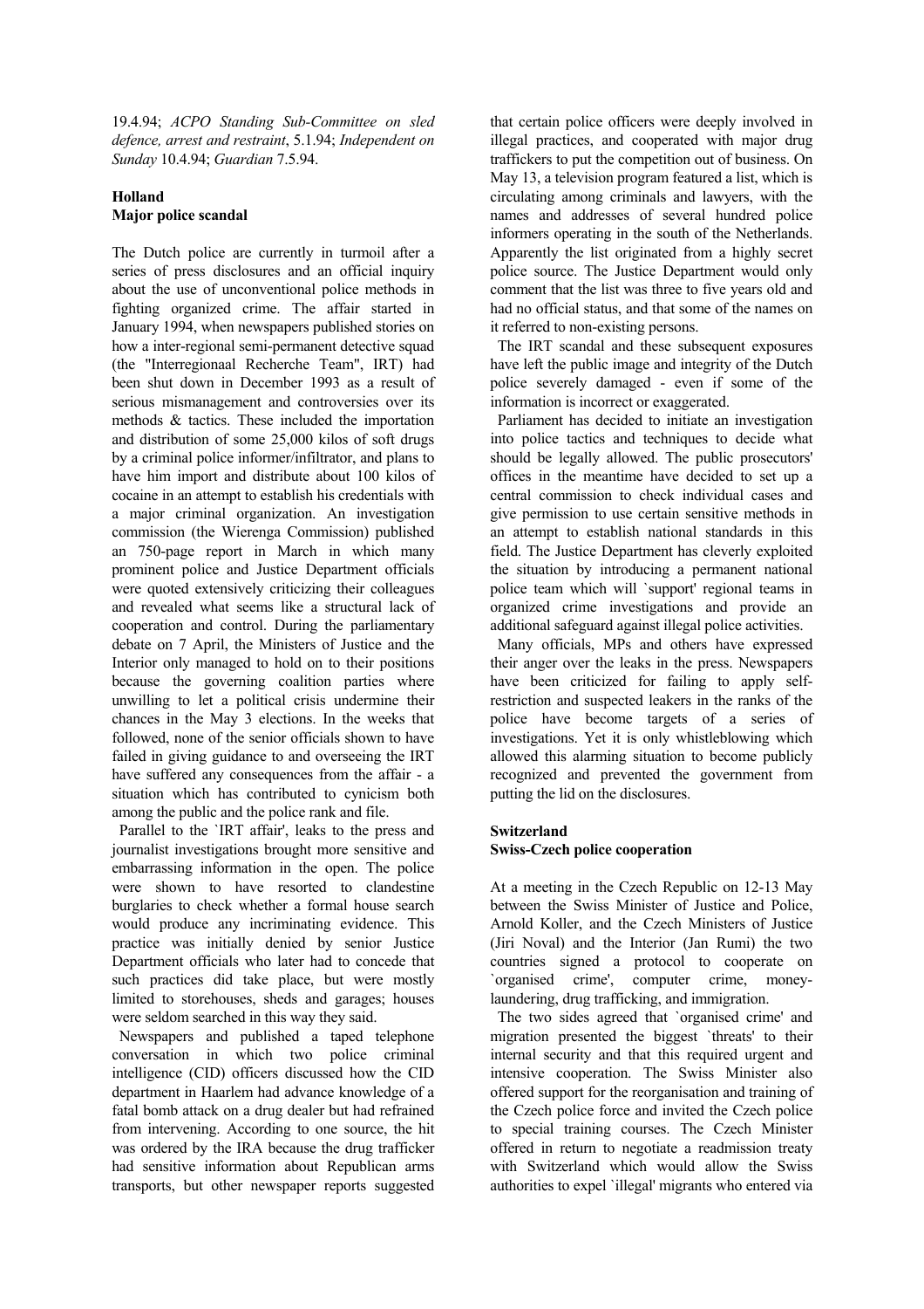19.4.94; *ACPO Standing Sub-Committee on sled defence, arrest and restraint*, 5.1.94; *Independent on Sunday* 10.4.94; *Guardian* 7.5.94.

## Holland
### Major police scandal

The Dutch police are currently in turmoil after a series of press disclosures and an official inquiry about the use of unconventional police methods in fighting organized crime. The affair started in January 1994, when newspapers published stories on how a inter-regional semi-permanent detective squad (the "Interregionaal Recherche Team", IRT) had been shut down in December 1993 as a result of serious mismanagement and controversies over its methods & tactics. These included the importation and distribution of some 25,000 kilos of soft drugs by a criminal police informer/infiltrator, and plans to have him import and distribute about 100 kilos of cocaine in an attempt to establish his credentials with a major criminal organization. An investigation commission (the Wierenga Commission) published an 750-page report in March in which many prominent police and Justice Department officials were quoted extensively criticizing their colleagues and revealed what seems like a structural lack of cooperation and control. During the parliamentary debate on 7 April, the Ministers of Justice and the Interior only managed to hold on to their positions because the governing coalition parties where unwilling to let a political crisis undermine their chances in the May 3 elections. In the weeks that followed, none of the senior officials shown to have failed in giving guidance to and overseeing the IRT have suffered any consequences from the affair - a situation which has contributed to cynicism both among the public and the police rank and file.

Parallel to the `IRT affair', leaks to the press and journalist investigations brought more sensitive and embarrassing information in the open. The police were shown to have resorted to clandestine burglaries to check whether a formal house search would produce any incriminating evidence. This practice was initially denied by senior Justice Department officials who later had to concede that such practices did take place, but were mostly limited to storehouses, sheds and garages; houses were seldom searched in this way they said.

Newspapers and published a taped telephone conversation in which two police criminal intelligence (CID) officers discussed how the CID department in Haarlem had advance knowledge of a fatal bomb attack on a drug dealer but had refrained from intervening. According to one source, the hit was ordered by the IRA because the drug trafficker had sensitive information about Republican arms transports, but other newspaper reports suggested that certain police officers were deeply involved in illegal practices, and cooperated with major drug traffickers to put the competition out of business. On May 13, a television program featured a list, which is circulating among criminals and lawyers, with the names and addresses of several hundred police informers operating in the south of the Netherlands. Apparently the list originated from a highly secret police source. The Justice Department would only comment that the list was three to five years old and had no official status, and that some of the names on it referred to non-existing persons.

The IRT scandal and these subsequent exposures have left the public image and integrity of the Dutch police severely damaged - even if some of the information is incorrect or exaggerated.

Parliament has decided to initiate an investigation into police tactics and techniques to decide what should be legally allowed. The public prosecutors' offices in the meantime have decided to set up a central commission to check individual cases and give permission to use certain sensitive methods in an attempt to establish national standards in this field. The Justice Department has cleverly exploited the situation by introducing a permanent national police team which will `support' regional teams in organized crime investigations and provide an additional safeguard against illegal police activities.

Many officials, MPs and others have expressed their anger over the leaks in the press. Newspapers have been criticized for failing to apply self-restriction and suspected leakers in the ranks of the police have become targets of a series of investigations. Yet it is only whistleblowing which allowed this alarming situation to become publicly recognized and prevented the government from putting the lid on the disclosures.

## Switzerland
### Swiss-Czech police cooperation

At a meeting in the Czech Republic on 12-13 May between the Swiss Minister of Justice and Police, Arnold Koller, and the Czech Ministers of Justice (Jiri Noval) and the Interior (Jan Rumi) the two countries signed a protocol to cooperate on `organised crime', computer crime, money-laundering, drug trafficking, and immigration.

The two sides agreed that `organised crime' and migration presented the biggest `threats' to their internal security and that this required urgent and intensive cooperation. The Swiss Minister also offered support for the reorganisation and training of the Czech police force and invited the Czech police to special training courses. The Czech Minister offered in return to negotiate a readmission treaty with Switzerland which would allow the Swiss authorities to expel `illegal' migrants who entered via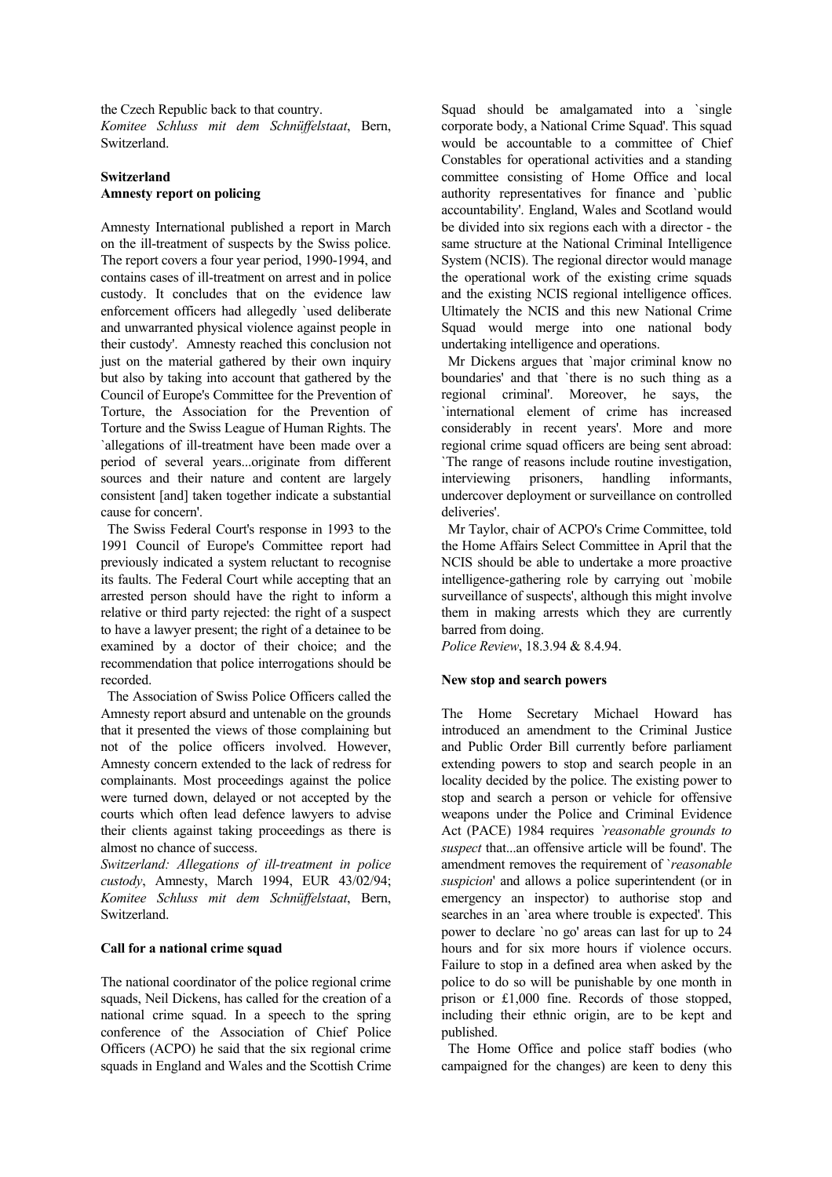the Czech Republic back to that country.

*Komitee Schluss mit dem Schnüffelstaat*, Bern, Switzerland.

## Switzerland

### Amnesty report on policing

Amnesty International published a report in March on the ill-treatment of suspects by the Swiss police. The report covers a four year period, 1990-1994, and contains cases of ill-treatment on arrest and in police custody. It concludes that on the evidence law enforcement officers had allegedly `used deliberate and unwarranted physical violence against people in their custody'. Amnesty reached this conclusion not just on the material gathered by their own inquiry but also by taking into account that gathered by the Council of Europe's Committee for the Prevention of Torture, the Association for the Prevention of Torture and the Swiss League of Human Rights. The `allegations of ill-treatment have been made over a period of several years...originate from different sources and their nature and content are largely consistent [and] taken together indicate a substantial cause for concern'.

The Swiss Federal Court's response in 1993 to the 1991 Council of Europe's Committee report had previously indicated a system reluctant to recognise its faults. The Federal Court while accepting that an arrested person should have the right to inform a relative or third party rejected: the right of a suspect to have a lawyer present; the right of a detainee to be examined by a doctor of their choice; and the recommendation that police interrogations should be recorded.

The Association of Swiss Police Officers called the Amnesty report absurd and untenable on the grounds that it presented the views of those complaining but not of the police officers involved. However, Amnesty concern extended to the lack of redress for complainants. Most proceedings against the police were turned down, delayed or not accepted by the courts which often lead defence lawyers to advise their clients against taking proceedings as there is almost no chance of success.

*Switzerland: Allegations of ill-treatment in police custody*, Amnesty, March 1994, EUR 43/02/94; *Komitee Schluss mit dem Schnüffelstaat*, Bern, Switzerland.

### Call for a national crime squad

The national coordinator of the police regional crime squads, Neil Dickens, has called for the creation of a national crime squad. In a speech to the spring conference of the Association of Chief Police Officers (ACPO) he said that the six regional crime squads in England and Wales and the Scottish Crime Squad should be amalgamated into a `single corporate body, a National Crime Squad'. This squad would be accountable to a committee of Chief Constables for operational activities and a standing committee consisting of Home Office and local authority representatives for finance and `public accountability'. England, Wales and Scotland would be divided into six regions each with a director - the same structure at the National Criminal Intelligence System (NCIS). The regional director would manage the operational work of the existing crime squads and the existing NCIS regional intelligence offices. Ultimately the NCIS and this new National Crime Squad would merge into one national body undertaking intelligence and operations.

Mr Dickens argues that `major criminal know no boundaries' and that `there is no such thing as a regional criminal'. Moreover, he says, the `international element of crime has increased considerably in recent years'. More and more regional crime squad officers are being sent abroad: `The range of reasons include routine investigation, interviewing prisoners, handling informants, undercover deployment or surveillance on controlled deliveries'.

Mr Taylor, chair of ACPO's Crime Committee, told the Home Affairs Select Committee in April that the NCIS should be able to undertake a more proactive intelligence-gathering role by carrying out `mobile surveillance of suspects', although this might involve them in making arrests which they are currently barred from doing.

*Police Review*, 18.3.94 & 8.4.94.

### New stop and search powers

The Home Secretary Michael Howard has introduced an amendment to the Criminal Justice and Public Order Bill currently before parliament extending powers to stop and search people in an locality decided by the police. The existing power to stop and search a person or vehicle for offensive weapons under the Police and Criminal Evidence Act (PACE) 1984 requires *`reasonable grounds to suspect* that...an offensive article will be found'. The amendment removes the requirement of `*reasonable suspicion*' and allows a police superintendent (or in emergency an inspector) to authorise stop and searches in an `area where trouble is expected'. This power to declare `no go' areas can last for up to 24 hours and for six more hours if violence occurs. Failure to stop in a defined area when asked by the police to do so will be punishable by one month in prison or £1,000 fine. Records of those stopped, including their ethnic origin, are to be kept and published.

The Home Office and police staff bodies (who campaigned for the changes) are keen to deny this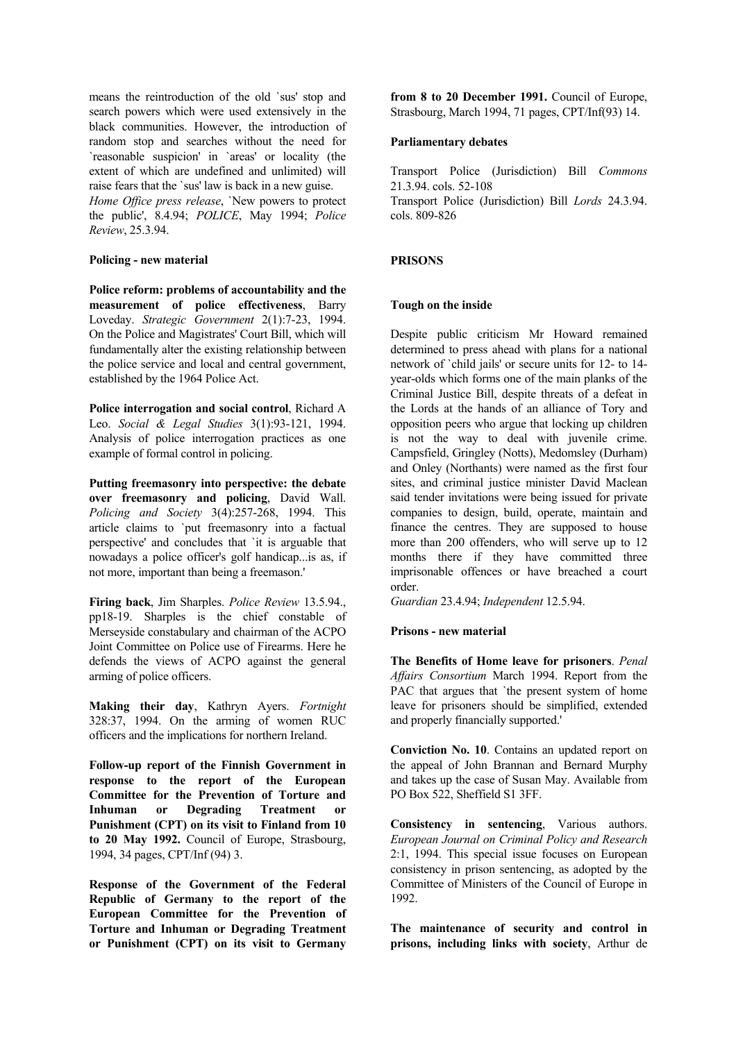means the reintroduction of the old `sus' stop and search powers which were used extensively in the black communities. However, the introduction of random stop and searches without the need for `reasonable suspicion' in `areas' or locality (the extent of which are undefined and unlimited) will raise fears that the `sus' law is back in a new guise.
*Home Office press release*, `New powers to protect the public', 8.4.94; *POLICE*, May 1994; *Police Review*, 25.3.94.

**Policing - new material**

**Police reform: problems of accountability and the measurement of police effectiveness**, Barry Loveday. *Strategic Government* 2(1):7-23, 1994. On the Police and Magistrates' Court Bill, which will fundamentally alter the existing relationship between the police service and local and central government, established by the 1964 Police Act.

**Police interrogation and social control**, Richard A Leo. *Social & Legal Studies* 3(1):93-121, 1994. Analysis of police interrogation practices as one example of formal control in policing.

**Putting freemasonry into perspective: the debate over freemasonry and policing**, David Wall. *Policing and Society* 3(4):257-268, 1994. This article claims to `put freemasonry into a factual perspective' and concludes that `it is arguable that nowadays a police officer's golf handicap...is as, if not more, important than being a freemason.'

**Firing back**, Jim Sharples. *Police Review* 13.5.94., pp18-19. Sharples is the chief constable of Merseyside constabulary and chairman of the ACPO Joint Committee on Police use of Firearms. Here he defends the views of ACPO against the general arming of police officers.

**Making their day**, Kathryn Ayers. *Fortnight* 328:37, 1994. On the arming of women RUC officers and the implications for northern Ireland.

**Follow-up report of the Finnish Government in response to the report of the European Committee for the Prevention of Torture and Inhuman or Degrading Treatment or Punishment (CPT) on its visit to Finland from 10 to 20 May 1992.** Council of Europe, Strasbourg, 1994, 34 pages, CPT/Inf (94) 3.

**Response of the Government of the Federal Republic of Germany to the report of the European Committee for the Prevention of Torture and Inhuman or Degrading Treatment or Punishment (CPT) on its visit to Germany from 8 to 20 December 1991.** Council of Europe, Strasbourg, March 1994, 71 pages, CPT/Inf(93) 14.

**Parliamentary debates**

Transport Police (Jurisdiction) Bill *Commons* 21.3.94. cols. 52-108
Transport Police (Jurisdiction) Bill *Lords* 24.3.94. cols. 809-826

## PRISONS

### Tough on the inside

Despite public criticism Mr Howard remained determined to press ahead with plans for a national network of `child jails' or secure units for 12- to 14-year-olds which forms one of the main planks of the Criminal Justice Bill, despite threats of a defeat in the Lords at the hands of an alliance of Tory and opposition peers who argue that locking up children is not the way to deal with juvenile crime. Campsfield, Gringley (Notts), Medomsley (Durham) and Onley (Northants) were named as the first four sites, and criminal justice minister David Maclean said tender invitations were being issued for private companies to design, build, operate, maintain and finance the centres. They are supposed to house more than 200 offenders, who will serve up to 12 months there if they have committed three imprisonable offences or have breached a court order.
*Guardian* 23.4.94; *Independent* 12.5.94.

**Prisons - new material**

**The Benefits of Home leave for prisoners**. *Penal Affairs Consortium* March 1994. Report from the PAC that argues that `the present system of home leave for prisoners should be simplified, extended and properly financially supported.'

**Conviction No. 10**. Contains an updated report on the appeal of John Brannan and Bernard Murphy and takes up the case of Susan May. Available from PO Box 522, Sheffield S1 3FF.

**Consistency in sentencing**, Various authors. *European Journal on Criminal Policy and Research* 2:1, 1994. This special issue focuses on European consistency in prison sentencing, as adopted by the Committee of Ministers of the Council of Europe in 1992.

**The maintenance of security and control in prisons, including links with society**, Arthur de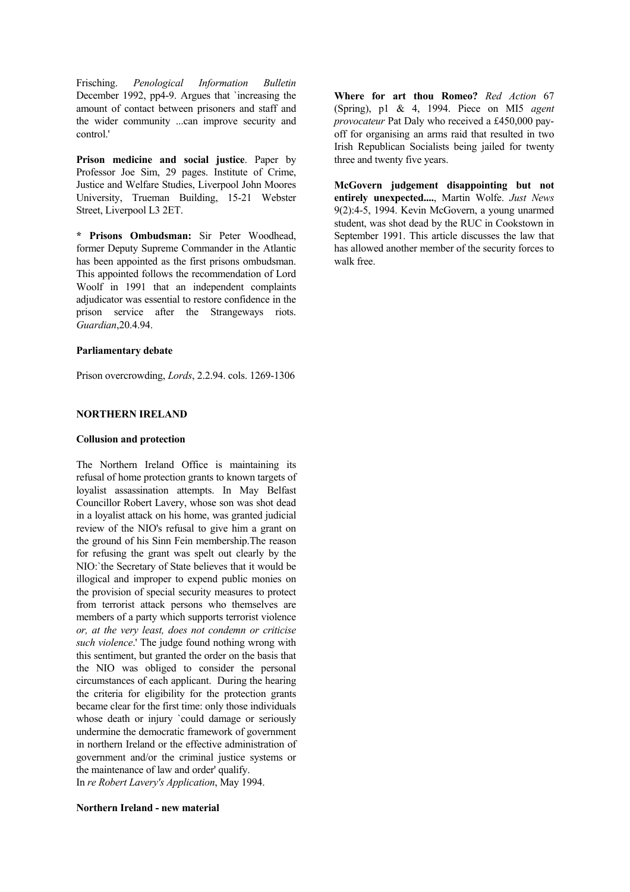Frisching. *Penological Information Bulletin* December 1992, pp4-9. Argues that `increasing the amount of contact between prisoners and staff and the wider community ...can improve security and control.'

**Prison medicine and social justice**. Paper by Professor Joe Sim, 29 pages. Institute of Crime, Justice and Welfare Studies, Liverpool John Moores University, Trueman Building, 15-21 Webster Street, Liverpool L3 2ET.

**\* Prisons Ombudsman:** Sir Peter Woodhead, former Deputy Supreme Commander in the Atlantic has been appointed as the first prisons ombudsman. This appointed follows the recommendation of Lord Woolf in 1991 that an independent complaints adjudicator was essential to restore confidence in the prison service after the Strangeways riots. *Guardian*,20.4.94.

**Parliamentary debate**

Prison overcrowding, *Lords*, 2.2.94. cols. 1269-1306

## NORTHERN IRELAND

### Collusion and protection

The Northern Ireland Office is maintaining its refusal of home protection grants to known targets of loyalist assassination attempts. In May Belfast Councillor Robert Lavery, whose son was shot dead in a loyalist attack on his home, was granted judicial review of the NIO's refusal to give him a grant on the ground of his Sinn Fein membership.The reason for refusing the grant was spelt out clearly by the NIO:`the Secretary of State believes that it would be illogical and improper to expend public monies on the provision of special security measures to protect from terrorist attack persons who themselves are members of a party which supports terrorist violence *or, at the very least, does not condemn or criticise such violence*.' The judge found nothing wrong with this sentiment, but granted the order on the basis that the NIO was obliged to consider the personal circumstances of each applicant. During the hearing the criteria for eligibility for the protection grants became clear for the first time: only those individuals whose death or injury `could damage or seriously undermine the democratic framework of government in northern Ireland or the effective administration of government and/or the criminal justice systems or the maintenance of law and order' qualify.
In *re Robert Lavery's Application*, May 1994.

### Northern Ireland - new material

**Where for art thou Romeo?** *Red Action* 67 (Spring), p1 & 4, 1994. Piece on MI5 *agent provocateur* Pat Daly who received a £450,000 pay-off for organising an arms raid that resulted in two Irish Republican Socialists being jailed for twenty three and twenty five years.

**McGovern judgement disappointing but not entirely unexpected....**, Martin Wolfe. *Just News* 9(2):4-5, 1994. Kevin McGovern, a young unarmed student, was shot dead by the RUC in Cookstown in September 1991. This article discusses the law that has allowed another member of the security forces to walk free.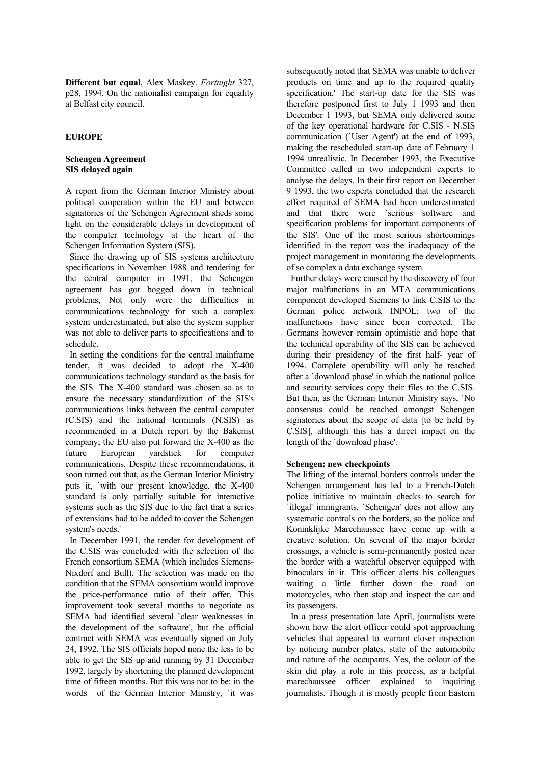**Different but equal**, Alex Maskey. *Fortnight* 327, p28, 1994. On the nationalist campaign for equality at Belfast city council.

## EUROPE

### Schengen Agreement
### SIS delayed again

A report from the German Interior Ministry about political cooperation within the EU and between signatories of the Schengen Agreement sheds some light on the considerable delays in development of the computer technology at the heart of the Schengen Information System (SIS).

Since the drawing up of SIS systems architecture specifications in November 1988 and tendering for the central computer in 1991, the Schengen agreement has got bogged down in technical problems, Not only were the difficulties in communications technology for such a complex system underestimated, but also the system supplier was not able to deliver parts to specifications and to schedule.

In setting the conditions for the central mainframe tender, it was decided to adopt the X-400 communications technology standard as the basis for the SIS. The X-400 standard was chosen so as to ensure the necessary standardization of the SIS's communications links between the central computer (C.SIS) and the national terminals (N.SIS) as recommended in a Dutch report by the Bakenist company; the EU also put forward the X-400 as the future European yardstick for computer communications. Despite these recommendations, it soon turned out that, as the German Interior Ministry puts it, `with our present knowledge, the X-400 standard is only partially suitable for interactive systems such as the SIS due to the fact that a series of extensions had to be added to cover the Schengen system's needs.'

In December 1991, the tender for development of the C.SIS was concluded with the selection of the French consortium SEMA (which includes Siemens-Nixdorf and Bull). The selection was made on the condition that the SEMA consortium would improve the price-performance ratio of their offer. This improvement took several months to negotiate as SEMA had identified several `clear weaknesses in the development of the software', but the official contract with SEMA was eventually signed on July 24, 1992. The SIS officials hoped none the less to be able to get the SIS up and running by 31 December 1992, largely by shortening the planned development time of fifteen months. But this was not to be: in the words of the German Interior Ministry, `it was subsequently noted that SEMA was unable to deliver products on time and up to the required quality specification.' The start-up date for the SIS was therefore postponed first to July 1 1993 and then December 1 1993, but SEMA only delivered some of the key operational hardware for C.SIS - N.SIS communication (`User Agent') at the end of 1993, making the rescheduled start-up date of February 1 1994 unrealistic. In December 1993, the Executive Committee called in two independent experts to analyse the delays. In their first report on December 9 1993, the two experts concluded that the research effort required of SEMA had been underestimated and that there were `serious software and specification problems for important components of the SIS'. One of the most serious shortcomings identified in the report was the inadequacy of the project management in monitoring the developments of so complex a data exchange system.

Further delays were caused by the discovery of four major malfunctions in an MTA communications component developed Siemens to link C.SIS to the German police network INPOL; two of the malfunctions have since been corrected. The Germans however remain optimistic and hope that the technical operability of the SIS can be achieved during their presidency of the first half- year of 1994. Complete operability will only be reached after a `download phase' in which the national police and security services copy their files to the C.SIS. But then, as the German Interior Ministry says, `No consensus could be reached amongst Schengen signatories about the scope of data [to be held by C.SIS], although this has a direct impact on the length of the `download phase'.

### Schengen: new checkpoints

The lifting of the internal borders controls under the Schengen arrangement has led to a French-Dutch police initiative to maintain checks to search for `illegal' immigrants. `Schengen' does not allow any systematic controls on the borders, so the police and Koninklijke Marechaussee have come up with a creative solution. On several of the major border crossings, a vehicle is semi-permanently posted near the border with a watchful observer equipped with binoculars in it. This officer alerts his colleagues waiting a little further down the road on motorcycles, who then stop and inspect the car and its passengers.

In a press presentation late April, journalists were shown how the alert officer could spot approaching vehicles that appeared to warrant closer inspection by noticing number plates, state of the automobile and nature of the occupants. Yes, the colour of the skin did play a role in this process, as a helpful marechaussee officer explained to inquiring journalists. Though it is mostly people from Eastern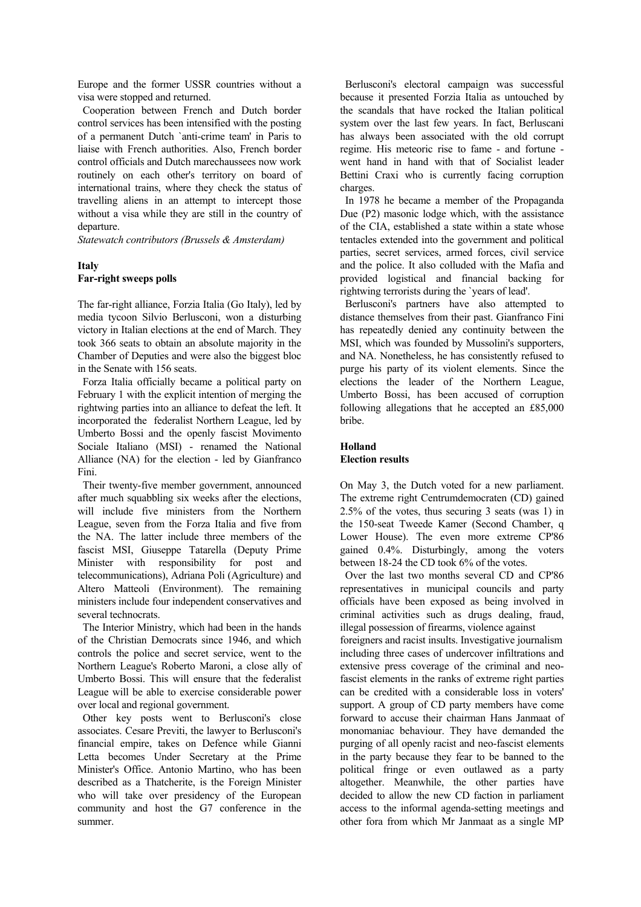Europe and the former USSR countries without a visa were stopped and returned.

Cooperation between French and Dutch border control services has been intensified with the posting of a permanent Dutch `anti-crime team' in Paris to liaise with French authorities. Also, French border control officials and Dutch marechaussees now work routinely on each other's territory on board of international trains, where they check the status of travelling aliens in an attempt to intercept those without a visa while they are still in the country of departure.

*Statewatch contributors (Brussels & Amsterdam)*

**Italy**

**Far-right sweeps polls**

The far-right alliance, Forzia Italia (Go Italy), led by media tycoon Silvio Berlusconi, won a disturbing victory in Italian elections at the end of March. They took 366 seats to obtain an absolute majority in the Chamber of Deputies and were also the biggest bloc in the Senate with 156 seats.

Forza Italia officially became a political party on February 1 with the explicit intention of merging the rightwing parties into an alliance to defeat the left. It incorporated the federalist Northern League, led by Umberto Bossi and the openly fascist Movimento Sociale Italiano (MSI) - renamed the National Alliance (NA) for the election - led by Gianfranco Fini.

Their twenty-five member government, announced after much squabbling six weeks after the elections, will include five ministers from the Northern League, seven from the Forza Italia and five from the NA. The latter include three members of the fascist MSI, Giuseppe Tatarella (Deputy Prime Minister with responsibility for post and telecommunications), Adriana Poli (Agriculture) and Altero Matteoli (Environment). The remaining ministers include four independent conservatives and several technocrats.

The Interior Ministry, which had been in the hands of the Christian Democrats since 1946, and which controls the police and secret service, went to the Northern League's Roberto Maroni, a close ally of Umberto Bossi. This will ensure that the federalist League will be able to exercise considerable power over local and regional government.

Other key posts went to Berlusconi's close associates. Cesare Previti, the lawyer to Berlusconi's financial empire, takes on Defence while Gianni Letta becomes Under Secretary at the Prime Minister's Office. Antonio Martino, who has been described as a Thatcherite, is the Foreign Minister who will take over presidency of the European community and host the G7 conference in the summer.

Berlusconi's electoral campaign was successful because it presented Forzia Italia as untouched by the scandals that have rocked the Italian political system over the last few years. In fact, Berluscani has always been associated with the old corrupt regime. His meteoric rise to fame - and fortune - went hand in hand with that of Socialist leader Bettini Craxi who is currently facing corruption charges.

In 1978 he became a member of the Propaganda Due (P2) masonic lodge which, with the assistance of the CIA, established a state within a state whose tentacles extended into the government and political parties, secret services, armed forces, civil service and the police. It also colluded with the Mafia and provided logistical and financial backing for rightwing terrorists during the `years of lead'.

Berlusconi's partners have also attempted to distance themselves from their past. Gianfranco Fini has repeatedly denied any continuity between the MSI, which was founded by Mussolini's supporters, and NA. Nonetheless, he has consistently refused to purge his party of its violent elements. Since the elections the leader of the Northern League, Umberto Bossi, has been accused of corruption following allegations that he accepted an £85,000 bribe.

**Holland**

**Election results**

On May 3, the Dutch voted for a new parliament. The extreme right Centrumdemocraten (CD) gained 2.5% of the votes, thus securing 3 seats (was 1) in the 150-seat Tweede Kamer (Second Chamber, q Lower House). The even more extreme CP'86 gained 0.4%. Disturbingly, among the voters between 18-24 the CD took 6% of the votes.

Over the last two months several CD and CP'86 representatives in municipal councils and party officials have been exposed as being involved in criminal activities such as drugs dealing, fraud, illegal possession of firearms, violence against foreigners and racist insults. Investigative journalism including three cases of undercover infiltrations and extensive press coverage of the criminal and neo-fascist elements in the ranks of extreme right parties can be credited with a considerable loss in voters' support. A group of CD party members have come forward to accuse their chairman Hans Janmaat of monomaniac behaviour. They have demanded the purging of all openly racist and neo-fascist elements in the party because they fear to be banned to the political fringe or even outlawed as a party altogether. Meanwhile, the other parties have decided to allow the new CD faction in parliament access to the informal agenda-setting meetings and other fora from which Mr Janmaat as a single MP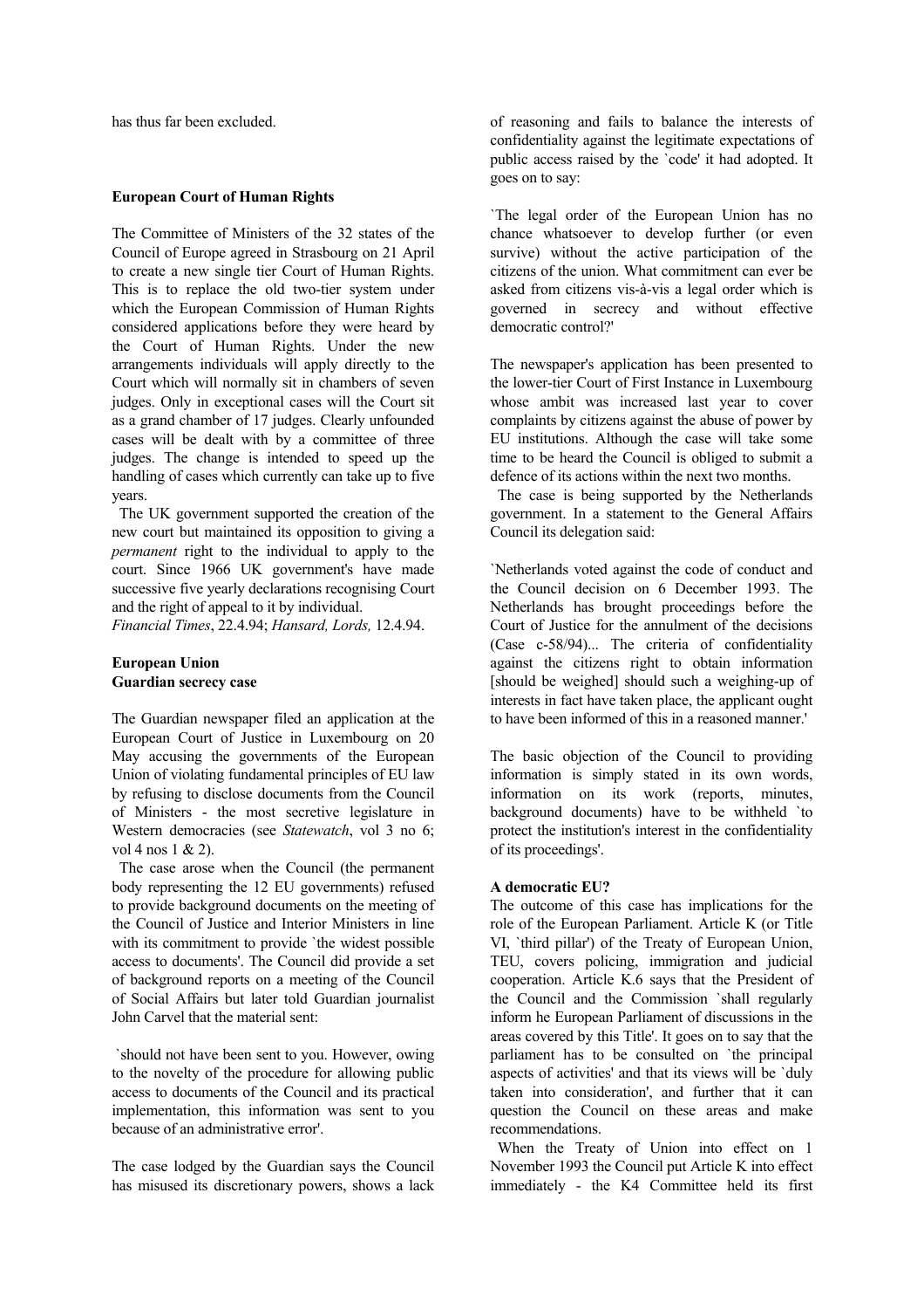has thus far been excluded.

**European Court of Human Rights**

The Committee of Ministers of the 32 states of the Council of Europe agreed in Strasbourg on 21 April to create a new single tier Court of Human Rights. This is to replace the old two-tier system under which the European Commission of Human Rights considered applications before they were heard by the Court of Human Rights. Under the new arrangements individuals will apply directly to the Court which will normally sit in chambers of seven judges. Only in exceptional cases will the Court sit as a grand chamber of 17 judges. Clearly unfounded cases will be dealt with by a committee of three judges. The change is intended to speed up the handling of cases which currently can take up to five years.

The UK government supported the creation of the new court but maintained its opposition to giving a *permanent* right to the individual to apply to the court. Since 1966 UK government's have made successive five yearly declarations recognising Court and the right of appeal to it by individual.

*Financial Times*, 22.4.94; *Hansard, Lords,* 12.4.94.

**European Union**
**Guardian secrecy case**

The Guardian newspaper filed an application at the European Court of Justice in Luxembourg on 20 May accusing the governments of the European Union of violating fundamental principles of EU law by refusing to disclose documents from the Council of Ministers - the most secretive legislature in Western democracies (see *Statewatch*, vol 3 no 6; vol 4 nos 1 & 2).

The case arose when the Council (the permanent body representing the 12 EU governments) refused to provide background documents on the meeting of the Council of Justice and Interior Ministers in line with its commitment to provide `the widest possible access to documents'. The Council did provide a set of background reports on a meeting of the Council of Social Affairs but later told Guardian journalist John Carvel that the material sent:

`should not have been sent to you. However, owing to the novelty of the procedure for allowing public access to documents of the Council and its practical implementation, this information was sent to you because of an administrative error'.

The case lodged by the Guardian says the Council has misused its discretionary powers, shows a lack of reasoning and fails to balance the interests of confidentiality against the legitimate expectations of public access raised by the `code' it had adopted. It goes on to say:

`The legal order of the European Union has no chance whatsoever to develop further (or even survive) without the active participation of the citizens of the union. What commitment can ever be asked from citizens vis-à-vis a legal order which is governed in secrecy and without effective democratic control?'

The newspaper's application has been presented to the lower-tier Court of First Instance in Luxembourg whose ambit was increased last year to cover complaints by citizens against the abuse of power by EU institutions. Although the case will take some time to be heard the Council is obliged to submit a defence of its actions within the next two months.

The case is being supported by the Netherlands government. In a statement to the General Affairs Council its delegation said:

`Netherlands voted against the code of conduct and the Council decision on 6 December 1993. The Netherlands has brought proceedings before the Court of Justice for the annulment of the decisions (Case c-58/94)... The criteria of confidentiality against the citizens right to obtain information [should be weighed] should such a weighing-up of interests in fact have taken place, the applicant ought to have been informed of this in a reasoned manner.'

The basic objection of the Council to providing information is simply stated in its own words, information on its work (reports, minutes, background documents) have to be withheld `to protect the institution's interest in the confidentiality of its proceedings'.

**A democratic EU?**

The outcome of this case has implications for the role of the European Parliament. Article K (or Title VI, `third pillar') of the Treaty of European Union, TEU, covers policing, immigration and judicial cooperation. Article K.6 says that the President of the Council and the Commission `shall regularly inform he European Parliament of discussions in the areas covered by this Title'. It goes on to say that the parliament has to be consulted on `the principal aspects of activities' and that its views will be `duly taken into consideration', and further that it can question the Council on these areas and make recommendations.

When the Treaty of Union into effect on 1 November 1993 the Council put Article K into effect immediately - the K4 Committee held its first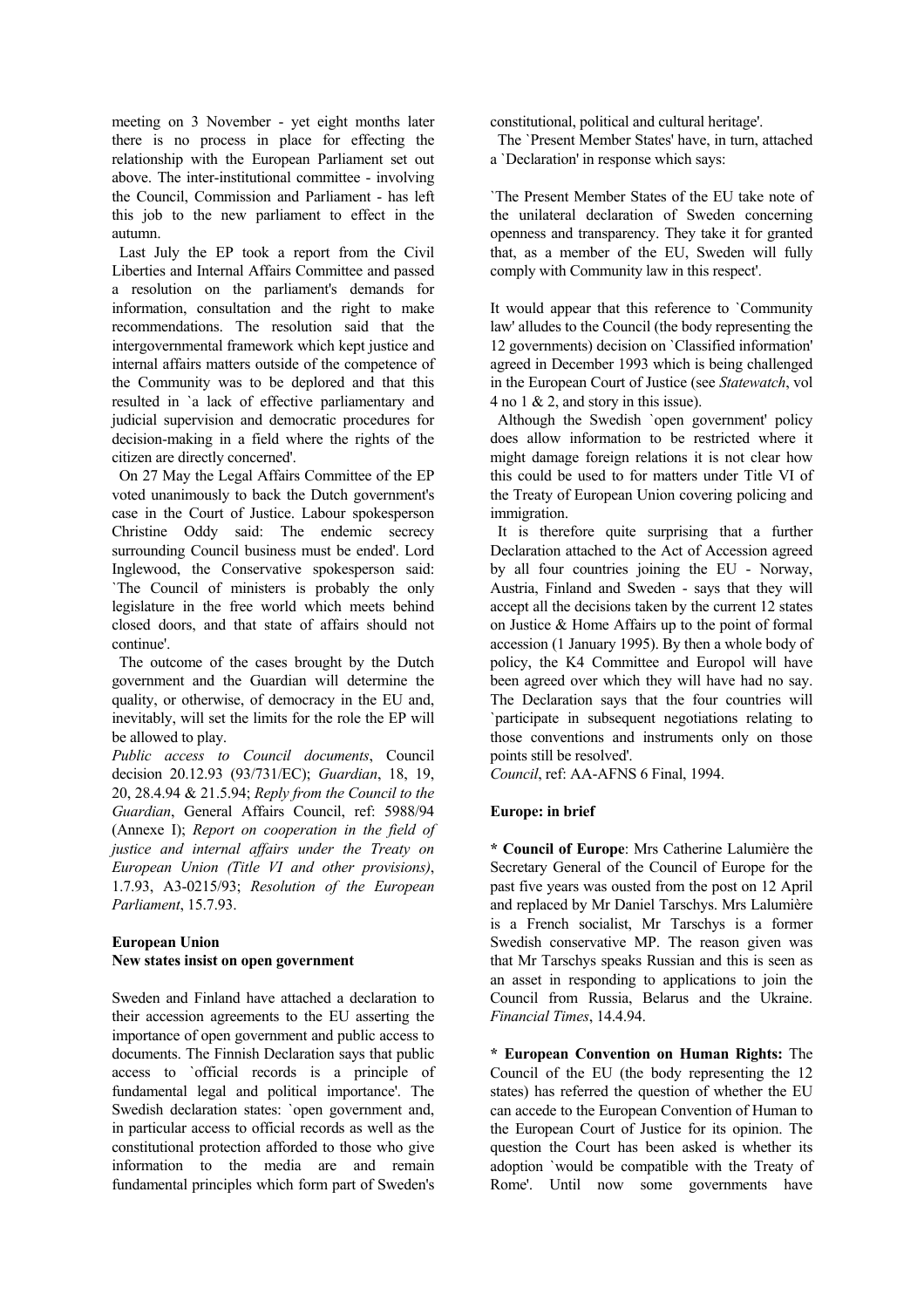meeting on 3 November - yet eight months later there is no process in place for effecting the relationship with the European Parliament set out above. The inter-institutional committee - involving the Council, Commission and Parliament - has left this job to the new parliament to effect in the autumn.

Last July the EP took a report from the Civil Liberties and Internal Affairs Committee and passed a resolution on the parliament's demands for information, consultation and the right to make recommendations. The resolution said that the intergovernmental framework which kept justice and internal affairs matters outside of the competence of the Community was to be deplored and that this resulted in `a lack of effective parliamentary and judicial supervision and democratic procedures for decision-making in a field where the rights of the citizen are directly concerned'.

On 27 May the Legal Affairs Committee of the EP voted unanimously to back the Dutch government's case in the Court of Justice. Labour spokesperson Christine Oddy said: The endemic secrecy surrounding Council business must be ended'. Lord Inglewood, the Conservative spokesperson said: `The Council of ministers is probably the only legislature in the free world which meets behind closed doors, and that state of affairs should not continue'.

The outcome of the cases brought by the Dutch government and the Guardian will determine the quality, or otherwise, of democracy in the EU and, inevitably, will set the limits for the role the EP will be allowed to play.

*Public access to Council documents*, Council decision 20.12.93 (93/731/EC); *Guardian*, 18, 19, 20, 28.4.94 & 21.5.94; *Reply from the Council to the Guardian*, General Affairs Council, ref: 5988/94 (Annexe I); *Report on cooperation in the field of justice and internal affairs under the Treaty on European Union (Title VI and other provisions)*, 1.7.93, A3-0215/93; *Resolution of the European Parliament*, 15.7.93.

**European Union**
**New states insist on open government**

Sweden and Finland have attached a declaration to their accession agreements to the EU asserting the importance of open government and public access to documents. The Finnish Declaration says that public access to `official records is a principle of fundamental legal and political importance'. The Swedish declaration states: `open government and, in particular access to official records as well as the constitutional protection afforded to those who give information to the media are and remain fundamental principles which form part of Sweden's constitutional, political and cultural heritage'.

The `Present Member States' have, in turn, attached a `Declaration' in response which says:

`The Present Member States of the EU take note of the unilateral declaration of Sweden concerning openness and transparency. They take it for granted that, as a member of the EU, Sweden will fully comply with Community law in this respect'.

It would appear that this reference to `Community law' alludes to the Council (the body representing the 12 governments) decision on `Classified information' agreed in December 1993 which is being challenged in the European Court of Justice (see *Statewatch*, vol 4 no 1 & 2, and story in this issue).

Although the Swedish `open government' policy does allow information to be restricted where it might damage foreign relations it is not clear how this could be used to for matters under Title VI of the Treaty of European Union covering policing and immigration.

It is therefore quite surprising that a further Declaration attached to the Act of Accession agreed by all four countries joining the EU - Norway, Austria, Finland and Sweden - says that they will accept all the decisions taken by the current 12 states on Justice & Home Affairs up to the point of formal accession (1 January 1995). By then a whole body of policy, the K4 Committee and Europol will have been agreed over which they will have had no say. The Declaration says that the four countries will `participate in subsequent negotiations relating to those conventions and instruments only on those points still be resolved'.

*Council*, ref: AA-AFNS 6 Final, 1994.

**Europe: in brief**

**\* Council of Europe**: Mrs Catherine Lalumière the Secretary General of the Council of Europe for the past five years was ousted from the post on 12 April and replaced by Mr Daniel Tarschys. Mrs Lalumière is a French socialist, Mr Tarschys is a former Swedish conservative MP. The reason given was that Mr Tarschys speaks Russian and this is seen as an asset in responding to applications to join the Council from Russia, Belarus and the Ukraine. *Financial Times*, 14.4.94.

**\* European Convention on Human Rights:** The Council of the EU (the body representing the 12 states) has referred the question of whether the EU can accede to the European Convention of Human to the European Court of Justice for its opinion. The question the Court has been asked is whether its adoption `would be compatible with the Treaty of Rome'. Until now some governments have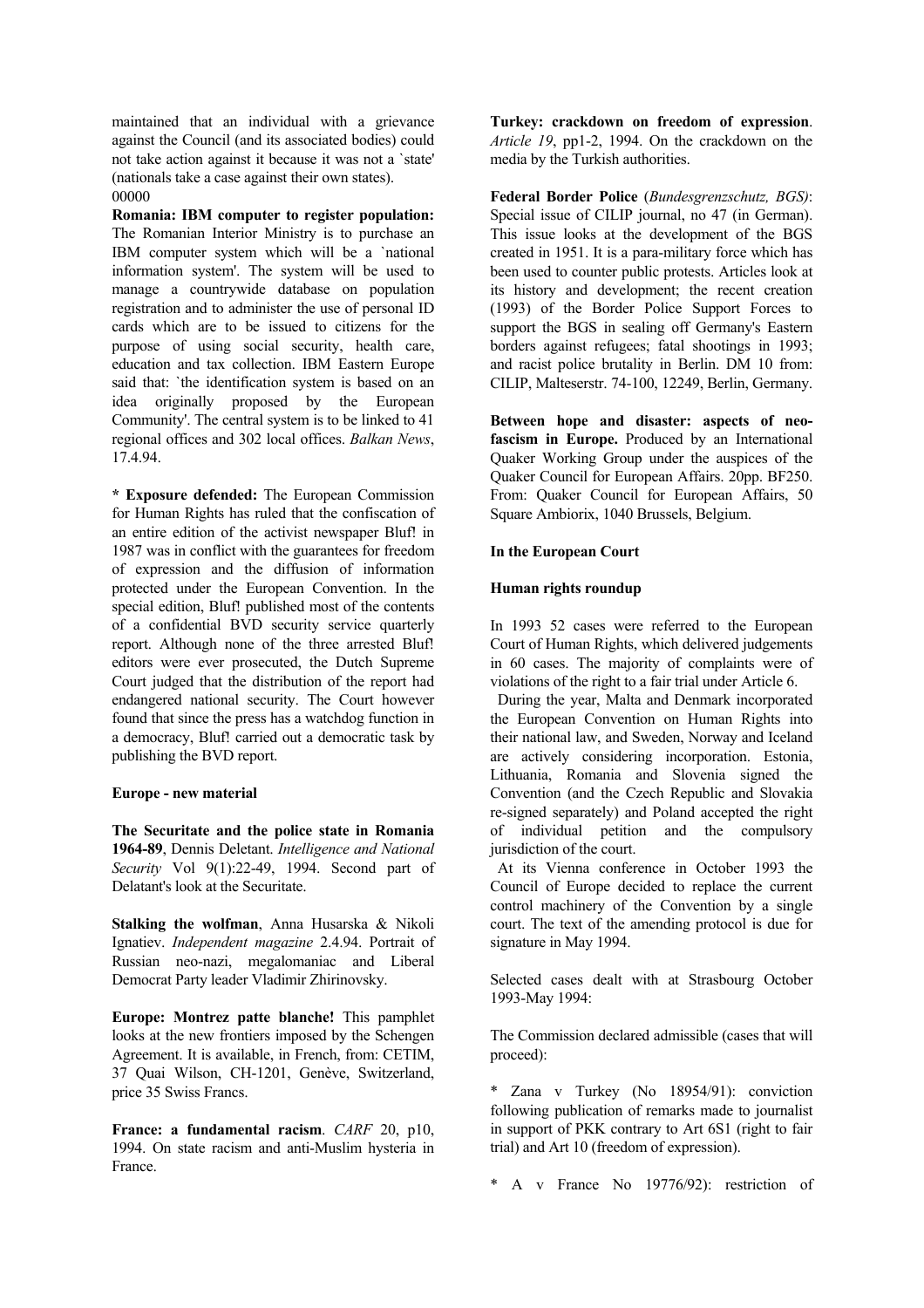maintained that an individual with a grievance against the Council (and its associated bodies) could not take action against it because it was not a `state' (nationals take a case against their own states).
00000

**Romania: IBM computer to register population:** The Romanian Interior Ministry is to purchase an IBM computer system which will be a `national information system'. The system will be used to manage a countrywide database on population registration and to administer the use of personal ID cards which are to be issued to citizens for the purpose of using social security, health care, education and tax collection. IBM Eastern Europe said that: `the identification system is based on an idea originally proposed by the European Community'. The central system is to be linked to 41 regional offices and 302 local offices. *Balkan News*, 17.4.94.

* **Exposure defended:** The European Commission for Human Rights has ruled that the confiscation of an entire edition of the activist newspaper Bluf! in 1987 was in conflict with the guarantees for freedom of expression and the diffusion of information protected under the European Convention. In the special edition, Bluf! published most of the contents of a confidential BVD security service quarterly report. Although none of the three arrested Bluf! editors were ever prosecuted, the Dutch Supreme Court judged that the distribution of the report had endangered national security. The Court however found that since the press has a watchdog function in a democracy, Bluf! carried out a democratic task by publishing the BVD report.

#### Europe - new material

**The Securitate and the police state in Romania 1964-89**, Dennis Deletant. *Intelligence and National Security* Vol 9(1):22-49, 1994. Second part of Delatant's look at the Securitate.

**Stalking the wolfman**, Anna Husarska & Nikoli Ignatiev. *Independent magazine* 2.4.94. Portrait of Russian neo-nazi, megalomaniac and Liberal Democrat Party leader Vladimir Zhirinovsky.

**Europe: Montrez patte blanche!** This pamphlet looks at the new frontiers imposed by the Schengen Agreement. It is available, in French, from: CETIM, 37 Quai Wilson, CH-1201, Genève, Switzerland, price 35 Swiss Francs.

**France: a fundamental racism**. *CARF* 20, p10, 1994. On state racism and anti-Muslim hysteria in France.

**Turkey: crackdown on freedom of expression**. *Article 19*, pp1-2, 1994. On the crackdown on the media by the Turkish authorities.

**Federal Border Police** (*Bundesgrenzschutz, BGS)*: Special issue of CILIP journal, no 47 (in German). This issue looks at the development of the BGS created in 1951. It is a para-military force which has been used to counter public protests. Articles look at its history and development; the recent creation (1993) of the Border Police Support Forces to support the BGS in sealing off Germany's Eastern borders against refugees; fatal shootings in 1993; and racist police brutality in Berlin. DM 10 from: CILIP, Malteserstr. 74-100, 12249, Berlin, Germany.

**Between hope and disaster: aspects of neo-fascism in Europe.** Produced by an International Quaker Working Group under the auspices of the Quaker Council for European Affairs. 20pp. BF250. From: Quaker Council for European Affairs, 50 Square Ambiorix, 1040 Brussels, Belgium.

#### In the European Court

#### Human rights roundup

In 1993 52 cases were referred to the European Court of Human Rights, which delivered judgements in 60 cases. The majority of complaints were of violations of the right to a fair trial under Article 6.

During the year, Malta and Denmark incorporated the European Convention on Human Rights into their national law, and Sweden, Norway and Iceland are actively considering incorporation. Estonia, Lithuania, Romania and Slovenia signed the Convention (and the Czech Republic and Slovakia re-signed separately) and Poland accepted the right of individual petition and the compulsory jurisdiction of the court.

At its Vienna conference in October 1993 the Council of Europe decided to replace the current control machinery of the Convention by a single court. The text of the amending protocol is due for signature in May 1994.

Selected cases dealt with at Strasbourg October 1993-May 1994:

The Commission declared admissible (cases that will proceed):

* Zana v Turkey (No 18954/91): conviction following publication of remarks made to journalist in support of PKK contrary to Art 6S1 (right to fair trial) and Art 10 (freedom of expression).

* A v France No 19776/92): restriction of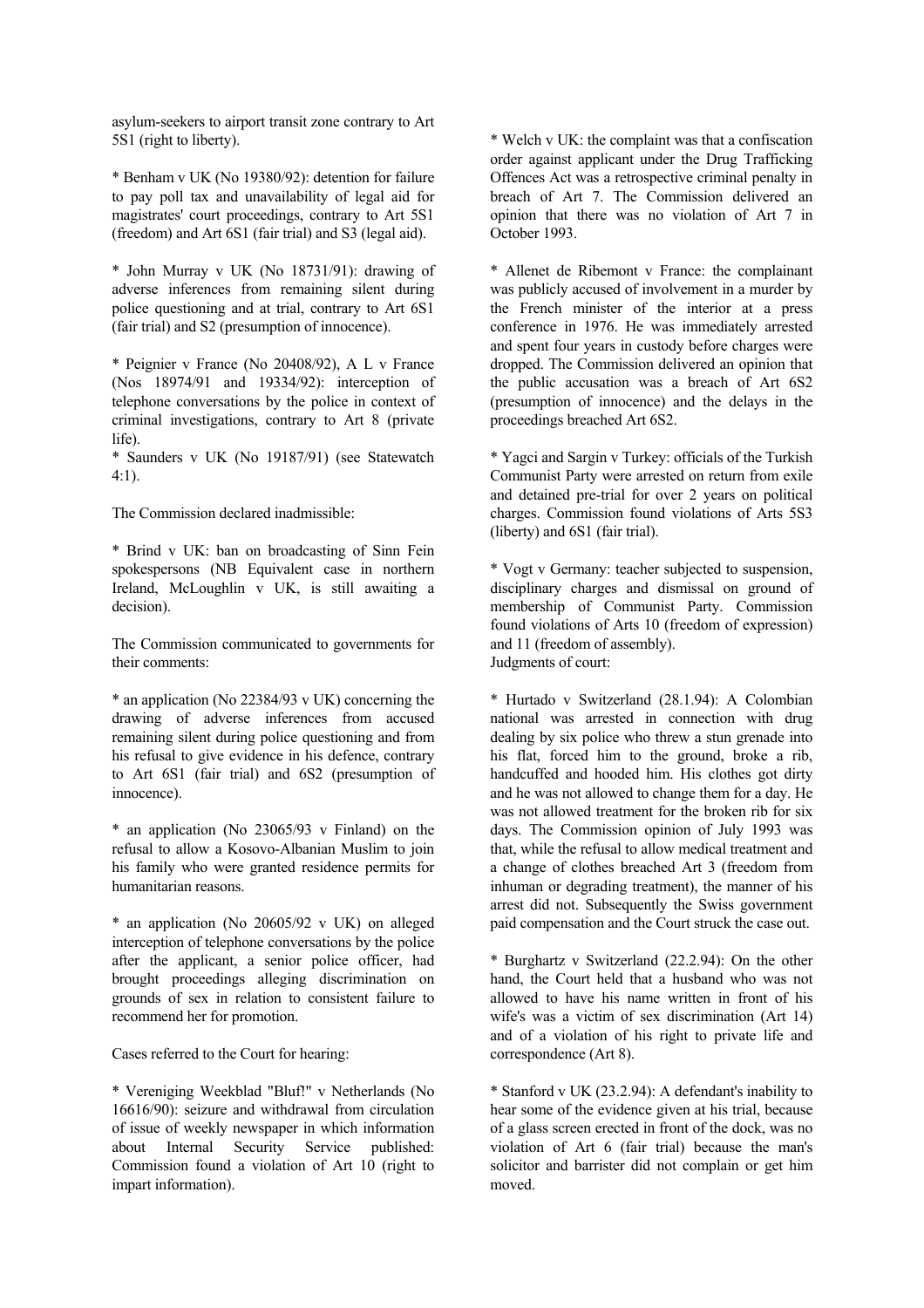asylum-seekers to airport transit zone contrary to Art 5S1 (right to liberty).

* Benham v UK (No 19380/92): detention for failure to pay poll tax and unavailability of legal aid for magistrates' court proceedings, contrary to Art 5S1 (freedom) and Art 6S1 (fair trial) and S3 (legal aid).

* John Murray v UK (No 18731/91): drawing of adverse inferences from remaining silent during police questioning and at trial, contrary to Art 6S1 (fair trial) and S2 (presumption of innocence).

* Peignier v France (No 20408/92), A L v France (Nos 18974/91 and 19334/92): interception of telephone conversations by the police in context of criminal investigations, contrary to Art 8 (private life).

* Saunders v UK (No 19187/91) (see Statewatch 4:1).

The Commission declared inadmissible:

* Brind v UK: ban on broadcasting of Sinn Fein spokespersons (NB Equivalent case in northern Ireland, McLoughlin v UK, is still awaiting a decision).

The Commission communicated to governments for their comments:

* an application (No 22384/93 v UK) concerning the drawing of adverse inferences from accused remaining silent during police questioning and from his refusal to give evidence in his defence, contrary to Art 6S1 (fair trial) and 6S2 (presumption of innocence).

* an application (No 23065/93 v Finland) on the refusal to allow a Kosovo-Albanian Muslim to join his family who were granted residence permits for humanitarian reasons.

* an application (No 20605/92 v UK) on alleged interception of telephone conversations by the police after the applicant, a senior police officer, had brought proceedings alleging discrimination on grounds of sex in relation to consistent failure to recommend her for promotion.

Cases referred to the Court for hearing:

* Vereniging Weekblad "Bluf!" v Netherlands (No 16616/90): seizure and withdrawal from circulation of issue of weekly newspaper in which information about Internal Security Service published: Commission found a violation of Art 10 (right to impart information).

* Welch v UK: the complaint was that a confiscation order against applicant under the Drug Trafficking Offences Act was a retrospective criminal penalty in breach of Art 7. The Commission delivered an opinion that there was no violation of Art 7 in October 1993.

* Allenet de Ribemont v France: the complainant was publicly accused of involvement in a murder by the French minister of the interior at a press conference in 1976. He was immediately arrested and spent four years in custody before charges were dropped. The Commission delivered an opinion that the public accusation was a breach of Art 6S2 (presumption of innocence) and the delays in the proceedings breached Art 6S2.

* Yagci and Sargin v Turkey: officials of the Turkish Communist Party were arrested on return from exile and detained pre-trial for over 2 years on political charges. Commission found violations of Arts 5S3 (liberty) and 6S1 (fair trial).

* Vogt v Germany: teacher subjected to suspension, disciplinary charges and dismissal on ground of membership of Communist Party. Commission found violations of Arts 10 (freedom of expression) and 11 (freedom of assembly).

Judgments of court:

* Hurtado v Switzerland (28.1.94): A Colombian national was arrested in connection with drug dealing by six police who threw a stun grenade into his flat, forced him to the ground, broke a rib, handcuffed and hooded him. His clothes got dirty and he was not allowed to change them for a day. He was not allowed treatment for the broken rib for six days. The Commission opinion of July 1993 was that, while the refusal to allow medical treatment and a change of clothes breached Art 3 (freedom from inhuman or degrading treatment), the manner of his arrest did not. Subsequently the Swiss government paid compensation and the Court struck the case out.

* Burghartz v Switzerland (22.2.94): On the other hand, the Court held that a husband who was not allowed to have his name written in front of his wife's was a victim of sex discrimination (Art 14) and of a violation of his right to private life and correspondence (Art 8).

* Stanford v UK (23.2.94): A defendant's inability to hear some of the evidence given at his trial, because of a glass screen erected in front of the dock, was no violation of Art 6 (fair trial) because the man's solicitor and barrister did not complain or get him moved.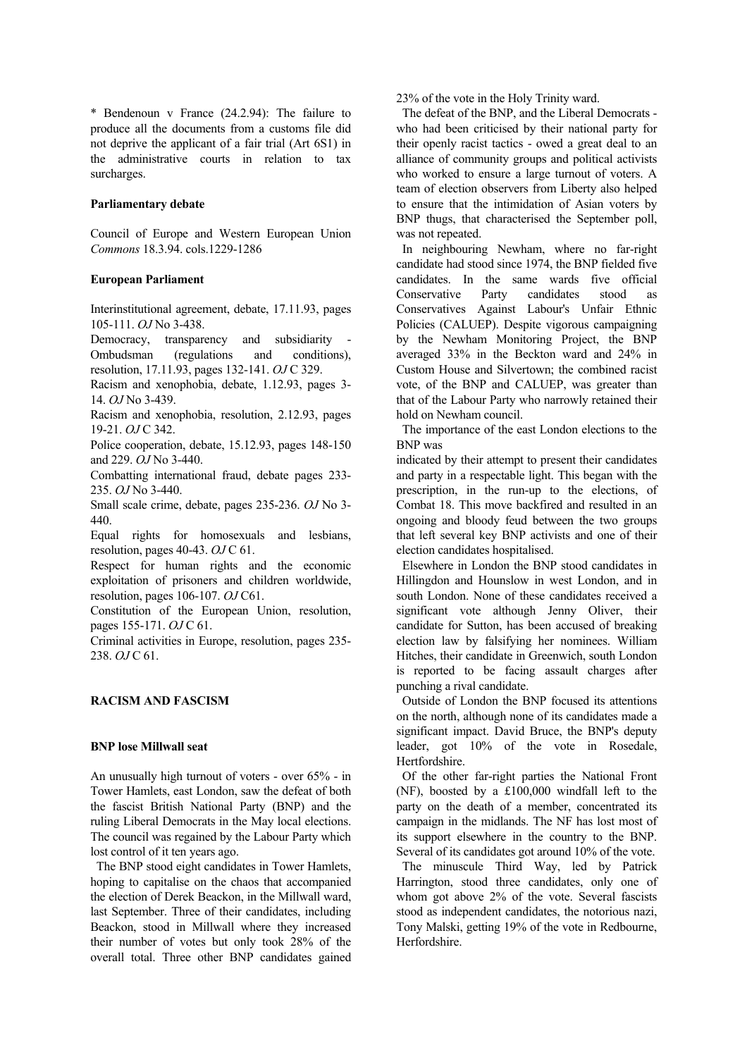* Bendenoun v France (24.2.94): The failure to produce all the documents from a customs file did not deprive the applicant of a fair trial (Art 6S1) in the administrative courts in relation to tax surcharges.

**Parliamentary debate**

Council of Europe and Western European Union *Commons* 18.3.94. cols.1229-1286

**European Parliament**

Interinstitutional agreement, debate, 17.11.93, pages 105-111. *OJ* No 3-438.

Democracy, transparency and subsidiarity - Ombudsman (regulations and conditions), resolution, 17.11.93, pages 132-141. *OJ* C 329.

Racism and xenophobia, debate, 1.12.93, pages 3-14. *OJ* No 3-439.

Racism and xenophobia, resolution, 2.12.93, pages 19-21. *OJ* C 342.

Police cooperation, debate, 15.12.93, pages 148-150 and 229. *OJ* No 3-440.

Combatting international fraud, debate pages 233-235. *OJ* No 3-440.

Small scale crime, debate, pages 235-236. *OJ* No 3-440.

Equal rights for homosexuals and lesbians, resolution, pages 40-43. *OJ* C 61.

Respect for human rights and the economic exploitation of prisoners and children worldwide, resolution, pages 106-107. *OJ* C61.

Constitution of the European Union, resolution, pages 155-171. *OJ* C 61.

Criminal activities in Europe, resolution, pages 235-238. *OJ* C 61.

## RACISM AND FASCISM

### BNP lose Millwall seat

An unusually high turnout of voters - over 65% - in Tower Hamlets, east London, saw the defeat of both the fascist British National Party (BNP) and the ruling Liberal Democrats in the May local elections. The council was regained by the Labour Party which lost control of it ten years ago.

The BNP stood eight candidates in Tower Hamlets, hoping to capitalise on the chaos that accompanied the election of Derek Beackon, in the Millwall ward, last September. Three of their candidates, including Beackon, stood in Millwall where they increased their number of votes but only took 28% of the overall total. Three other BNP candidates gained 23% of the vote in the Holy Trinity ward.

The defeat of the BNP, and the Liberal Democrats - who had been criticised by their national party for their openly racist tactics - owed a great deal to an alliance of community groups and political activists who worked to ensure a large turnout of voters. A team of election observers from Liberty also helped to ensure that the intimidation of Asian voters by BNP thugs, that characterised the September poll, was not repeated.

In neighbouring Newham, where no far-right candidate had stood since 1974, the BNP fielded five candidates. In the same wards five official Conservative Party candidates stood as Conservatives Against Labour's Unfair Ethnic Policies (CALUEP). Despite vigorous campaigning by the Newham Monitoring Project, the BNP averaged 33% in the Beckton ward and 24% in Custom House and Silvertown; the combined racist vote, of the BNP and CALUEP, was greater than that of the Labour Party who narrowly retained their hold on Newham council.

The importance of the east London elections to the BNP was indicated by their attempt to present their candidates and party in a respectable light. This began with the prescription, in the run-up to the elections, of Combat 18. This move backfired and resulted in an ongoing and bloody feud between the two groups that left several key BNP activists and one of their election candidates hospitalised.

Elsewhere in London the BNP stood candidates in Hillingdon and Hounslow in west London, and in south London. None of these candidates received a significant vote although Jenny Oliver, their candidate for Sutton, has been accused of breaking election law by falsifying her nominees. William Hitches, their candidate in Greenwich, south London is reported to be facing assault charges after punching a rival candidate.

Outside of London the BNP focused its attentions on the north, although none of its candidates made a significant impact. David Bruce, the BNP's deputy leader, got 10% of the vote in Rosedale, Hertfordshire.

Of the other far-right parties the National Front (NF), boosted by a £100,000 windfall left to the party on the death of a member, concentrated its campaign in the midlands. The NF has lost most of its support elsewhere in the country to the BNP. Several of its candidates got around 10% of the vote.

The minuscule Third Way, led by Patrick Harrington, stood three candidates, only one of whom got above 2% of the vote. Several fascists stood as independent candidates, the notorious nazi, Tony Malski, getting 19% of the vote in Redbourne, Herfordshire.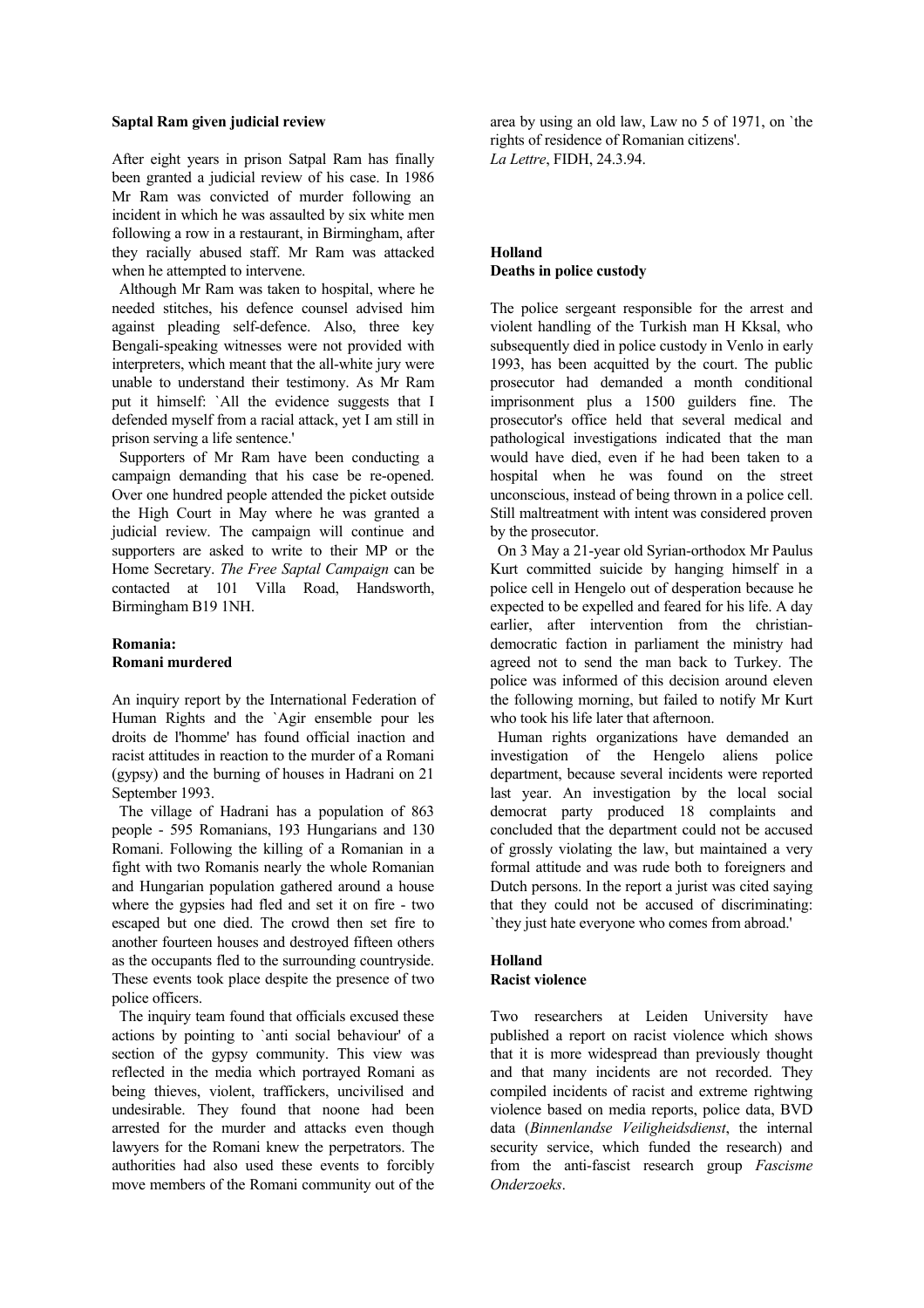**Saptal Ram given judicial review**

After eight years in prison Satpal Ram has finally been granted a judicial review of his case. In 1986 Mr Ram was convicted of murder following an incident in which he was assaulted by six white men following a row in a restaurant, in Birmingham, after they racially abused staff. Mr Ram was attacked when he attempted to intervene.

Although Mr Ram was taken to hospital, where he needed stitches, his defence counsel advised him against pleading self-defence. Also, three key Bengali-speaking witnesses were not provided with interpreters, which meant that the all-white jury were unable to understand their testimony. As Mr Ram put it himself: `All the evidence suggests that I defended myself from a racial attack, yet I am still in prison serving a life sentence.'

Supporters of Mr Ram have been conducting a campaign demanding that his case be re-opened. Over one hundred people attended the picket outside the High Court in May where he was granted a judicial review. The campaign will continue and supporters are asked to write to their MP or the Home Secretary. *The Free Saptal Campaign* can be contacted at 101 Villa Road, Handsworth, Birmingham B19 1NH.

**Romania:**
**Romani murdered**

An inquiry report by the International Federation of Human Rights and the `Agir ensemble pour les droits de l'homme' has found official inaction and racist attitudes in reaction to the murder of a Romani (gypsy) and the burning of houses in Hadrani on 21 September 1993.

The village of Hadrani has a population of 863 people - 595 Romanians, 193 Hungarians and 130 Romani. Following the killing of a Romanian in a fight with two Romanis nearly the whole Romanian and Hungarian population gathered around a house where the gypsies had fled and set it on fire - two escaped but one died. The crowd then set fire to another fourteen houses and destroyed fifteen others as the occupants fled to the surrounding countryside. These events took place despite the presence of two police officers.

The inquiry team found that officials excused these actions by pointing to `anti social behaviour' of a section of the gypsy community. This view was reflected in the media which portrayed Romani as being thieves, violent, traffickers, uncivilised and undesirable. They found that noone had been arrested for the murder and attacks even though lawyers for the Romani knew the perpetrators. The authorities had also used these events to forcibly move members of the Romani community out of the area by using an old law, Law no 5 of 1971, on `the rights of residence of Romanian citizens'.
*La Lettre*, FIDH, 24.3.94.

**Holland**
**Deaths in police custody**

The police sergeant responsible for the arrest and violent handling of the Turkish man H Kksal, who subsequently died in police custody in Venlo in early 1993, has been acquitted by the court. The public prosecutor had demanded a month conditional imprisonment plus a 1500 guilders fine. The prosecutor's office held that several medical and pathological investigations indicated that the man would have died, even if he had been taken to a hospital when he was found on the street unconscious, instead of being thrown in a police cell. Still maltreatment with intent was considered proven by the prosecutor.

On 3 May a 21-year old Syrian-orthodox Mr Paulus Kurt committed suicide by hanging himself in a police cell in Hengelo out of desperation because he expected to be expelled and feared for his life. A day earlier, after intervention from the christian-democratic faction in parliament the ministry had agreed not to send the man back to Turkey. The police was informed of this decision around eleven the following morning, but failed to notify Mr Kurt who took his life later that afternoon.

Human rights organizations have demanded an investigation of the Hengelo aliens police department, because several incidents were reported last year. An investigation by the local social democrat party produced 18 complaints and concluded that the department could not be accused of grossly violating the law, but maintained a very formal attitude and was rude both to foreigners and Dutch persons. In the report a jurist was cited saying that they could not be accused of discriminating: `they just hate everyone who comes from abroad.'

**Holland**
**Racist violence**

Two researchers at Leiden University have published a report on racist violence which shows that it is more widespread than previously thought and that many incidents are not recorded. They compiled incidents of racist and extreme rightwing violence based on media reports, police data, BVD data (*Binnenlandse Veiligheidsdienst*, the internal security service, which funded the research) and from the anti-fascist research group *Fascisme Onderzoeks*.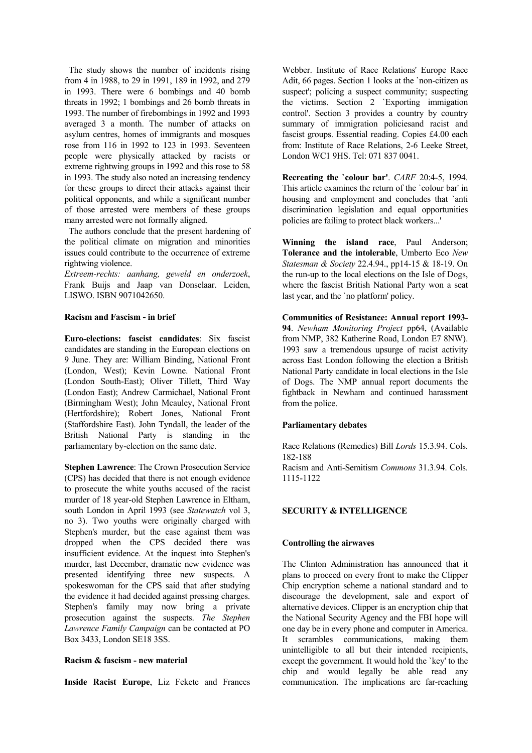The study shows the number of incidents rising from 4 in 1988, to 29 in 1991, 189 in 1992, and 279 in 1993. There were 6 bombings and 40 bomb threats in 1992; 1 bombings and 26 bomb threats in 1993. The number of firebombings in 1992 and 1993 averaged 3 a month. The number of attacks on asylum centres, homes of immigrants and mosques rose from 116 in 1992 to 123 in 1993. Seventeen people were physically attacked by racists or extreme rightwing groups in 1992 and this rose to 58 in 1993. The study also noted an increasing tendency for these groups to direct their attacks against their political opponents, and while a significant number of those arrested were members of these groups many arrested were not formally aligned.

The authors conclude that the present hardening of the political climate on migration and minorities issues could contribute to the occurrence of extreme rightwing violence.

*Extreem-rechts: aanhang, geweld en onderzoek*, Frank Buijs and Jaap van Donselaar. Leiden, LISWO. ISBN 9071042650.

### Racism and Fascism - in brief

**Euro-elections: fascist candidates**: Six fascist candidates are standing in the European elections on 9 June. They are: William Binding, National Front (London, West); Kevin Lowne. National Front (London South-East); Oliver Tillett, Third Way (London East); Andrew Carmichael, National Front (Birmingham West); John Mcauley, National Front (Hertfordshire); Robert Jones, National Front (Staffordshire East). John Tyndall, the leader of the British National Party is standing in the parliamentary by-election on the same date.

**Stephen Lawrence**: The Crown Prosecution Service (CPS) has decided that there is not enough evidence to prosecute the white youths accused of the racist murder of 18 year-old Stephen Lawrence in Eltham, south London in April 1993 (see *Statewatch* vol 3, no 3). Two youths were originally charged with Stephen's murder, but the case against them was dropped when the CPS decided there was insufficient evidence. At the inquest into Stephen's murder, last December, dramatic new evidence was presented identifying three new suspects. A spokeswoman for the CPS said that after studying the evidence it had decided against pressing charges. Stephen's family may now bring a private prosecution against the suspects. *The Stephen Lawrence Family Campaign* can be contacted at PO Box 3433, London SE18 3SS.

### Racism & fascism - new material

**Inside Racist Europe**, Liz Fekete and Frances Webber. Institute of Race Relations' Europe Race Adit, 66 pages. Section 1 looks at the `non-citizen as suspect'; policing a suspect community; suspecting the victims. Section 2 `Exporting immigration control'. Section 3 provides a country by country summary of immigration policiesand racist and fascist groups. Essential reading. Copies £4.00 each from: Institute of Race Relations, 2-6 Leeke Street, London WC1 9HS. Tel: 071 837 0041.

**Recreating the `colour bar'**. *CARF* 20:4-5, 1994. This article examines the return of the `colour bar' in housing and employment and concludes that `anti discrimination legislation and equal opportunities policies are failing to protect black workers...'

**Winning the island race**, Paul Anderson; **Tolerance and the intolerable**, Umberto Eco *New Statesman & Society* 22.4.94., pp14-15 & 18-19. On the run-up to the local elections on the Isle of Dogs, where the fascist British National Party won a seat last year, and the `no platform' policy.

**Communities of Resistance: Annual report 1993-94**. *Newham Monitoring Project* pp64, (Available from NMP, 382 Katherine Road, London E7 8NW). 1993 saw a tremendous upsurge of racist activity across East London following the election a British National Party candidate in local elections in the Isle of Dogs. The NMP annual report documents the fightback in Newham and continued harassment from the police.

### Parliamentary debates

Race Relations (Remedies) Bill *Lords* 15.3.94. Cols. 182-188

Racism and Anti-Semitism *Commons* 31.3.94. Cols. 1115-1122

## SECURITY & INTELLIGENCE

### Controlling the airwaves

The Clinton Administration has announced that it plans to proceed on every front to make the Clipper Chip encryption scheme a national standard and to discourage the development, sale and export of alternative devices. Clipper is an encryption chip that the National Security Agency and the FBI hope will one day be in every phone and computer in America. It scrambles communications, making them unintelligible to all but their intended recipients, except the government. It would hold the `key' to the chip and would legally be able read any communication. The implications are far-reaching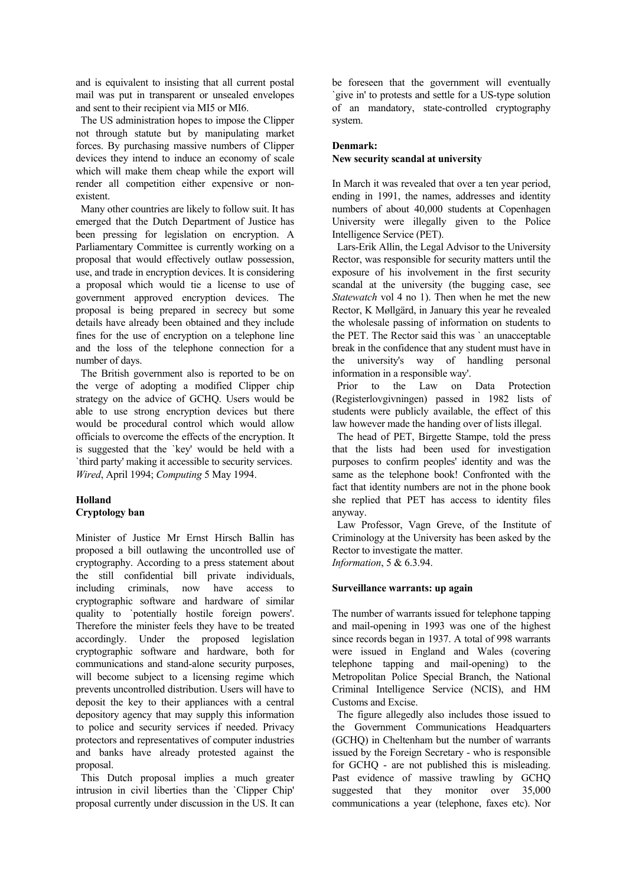and is equivalent to insisting that all current postal mail was put in transparent or unsealed envelopes and sent to their recipient via MI5 or MI6.

The US administration hopes to impose the Clipper not through statute but by manipulating market forces. By purchasing massive numbers of Clipper devices they intend to induce an economy of scale which will make them cheap while the export will render all competition either expensive or non-existent.

Many other countries are likely to follow suit. It has emerged that the Dutch Department of Justice has been pressing for legislation on encryption. A Parliamentary Committee is currently working on a proposal that would effectively outlaw possession, use, and trade in encryption devices. It is considering a proposal which would tie a license to use of government approved encryption devices. The proposal is being prepared in secrecy but some details have already been obtained and they include fines for the use of encryption on a telephone line and the loss of the telephone connection for a number of days.

The British government also is reported to be on the verge of adopting a modified Clipper chip strategy on the advice of GCHQ. Users would be able to use strong encryption devices but there would be procedural control which would allow officials to overcome the effects of the encryption. It is suggested that the `key' would be held with a `third party' making it accessible to security services.
*Wired*, April 1994; *Computing* 5 May 1994.

**Holland**
**Cryptology ban**

Minister of Justice Mr Ernst Hirsch Ballin has proposed a bill outlawing the uncontrolled use of cryptography. According to a press statement about the still confidential bill private individuals, including criminals, now have access to cryptographic software and hardware of similar quality to `potentially hostile foreign powers'. Therefore the minister feels they have to be treated accordingly. Under the proposed legislation cryptographic software and hardware, both for communications and stand-alone security purposes, will become subject to a licensing regime which prevents uncontrolled distribution. Users will have to deposit the key to their appliances with a central depository agency that may supply this information to police and security services if needed. Privacy protectors and representatives of computer industries and banks have already protested against the proposal.

This Dutch proposal implies a much greater intrusion in civil liberties than the `Clipper Chip' proposal currently under discussion in the US. It can be foreseen that the government will eventually `give in' to protests and settle for a US-type solution of an mandatory, state-controlled cryptography system.

**Denmark:**
**New security scandal at university**

In March it was revealed that over a ten year period, ending in 1991, the names, addresses and identity numbers of about 40,000 students at Copenhagen University were illegally given to the Police Intelligence Service (PET).

Lars-Erik Allin, the Legal Advisor to the University Rector, was responsible for security matters until the exposure of his involvement in the first security scandal at the university (the bugging case, see *Statewatch* vol 4 no 1). Then when he met the new Rector, K Møllgärd, in January this year he revealed the wholesale passing of information on students to the PET. The Rector said this was ` an unacceptable break in the confidence that any student must have in the university's way of handling personal information in a responsible way'.

Prior to the Law on Data Protection (Registerlovgivningen) passed in 1982 lists of students were publicly available, the effect of this law however made the handing over of lists illegal.

The head of PET, Birgette Stampe, told the press that the lists had been used for investigation purposes to confirm peoples' identity and was the same as the telephone book! Confronted with the fact that identity numbers are not in the phone book she replied that PET has access to identity files anyway.

Law Professor, Vagn Greve, of the Institute of Criminology at the University has been asked by the Rector to investigate the matter.
*Information*, 5 & 6.3.94.

**Surveillance warrants: up again**

The number of warrants issued for telephone tapping and mail-opening in 1993 was one of the highest since records began in 1937. A total of 998 warrants were issued in England and Wales (covering telephone tapping and mail-opening) to the Metropolitan Police Special Branch, the National Criminal Intelligence Service (NCIS), and HM Customs and Excise.

The figure allegedly also includes those issued to the Government Communications Headquarters (GCHQ) in Cheltenham but the number of warrants issued by the Foreign Secretary - who is responsible for GCHQ - are not published this is misleading. Past evidence of massive trawling by GCHQ suggested that they monitor over 35,000 communications a year (telephone, faxes etc). Nor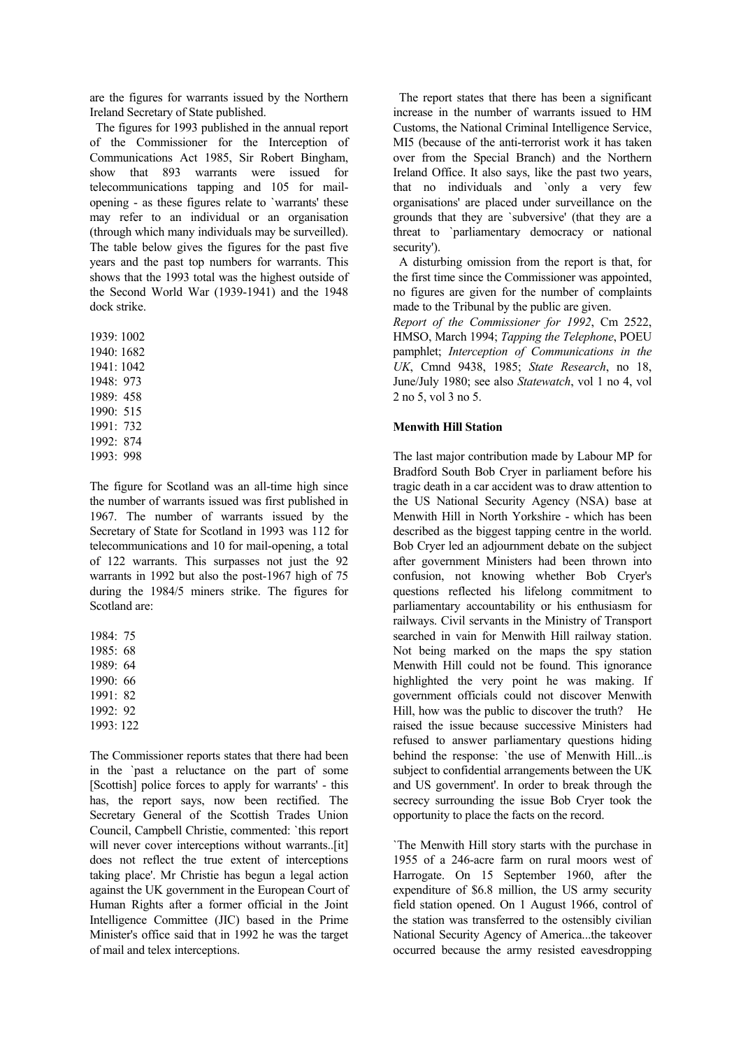are the figures for warrants issued by the Northern Ireland Secretary of State published.

The figures for 1993 published in the annual report of the Commissioner for the Interception of Communications Act 1985, Sir Robert Bingham, show that 893 warrants were issued for telecommunications tapping and 105 for mail-opening - as these figures relate to `warrants' these may refer to an individual or an organisation (through which many individuals may be surveilled). The table below gives the figures for the past five years and the past top numbers for warrants. This shows that the 1993 total was the highest outside of the Second World War (1939-1941) and the 1948 dock strike.

1939: 1002
1940: 1682
1941: 1042
1948: 973
1989: 458
1990: 515
1991: 732
1992: 874
1993: 998

The figure for Scotland was an all-time high since the number of warrants issued was first published in 1967. The number of warrants issued by the Secretary of State for Scotland in 1993 was 112 for telecommunications and 10 for mail-opening, a total of 122 warrants. This surpasses not just the 92 warrants in 1992 but also the post-1967 high of 75 during the 1984/5 miners strike. The figures for Scotland are:

1984: 75
1985: 68
1989: 64
1990: 66
1991: 82
1992: 92
1993: 122

The Commissioner reports states that there had been in the `past a reluctance on the part of some [Scottish] police forces to apply for warrants' - this has, the report says, now been rectified. The Secretary General of the Scottish Trades Union Council, Campbell Christie, commented: `this report will never cover interceptions without warrants..[it] does not reflect the true extent of interceptions taking place'. Mr Christie has begun a legal action against the UK government in the European Court of Human Rights after a former official in the Joint Intelligence Committee (JIC) based in the Prime Minister's office said that in 1992 he was the target of mail and telex interceptions.

The report states that there has been a significant increase in the number of warrants issued to HM Customs, the National Criminal Intelligence Service, MI5 (because of the anti-terrorist work it has taken over from the Special Branch) and the Northern Ireland Office. It also says, like the past two years, that no individuals and `only a very few organisations' are placed under surveillance on the grounds that they are `subversive' (that they are a threat to `parliamentary democracy or national security').

A disturbing omission from the report is that, for the first time since the Commissioner was appointed, no figures are given for the number of complaints made to the Tribunal by the public are given.

*Report of the Commissioner for 1992*, Cm 2522, HMSO, March 1994; *Tapping the Telephone*, POEU pamphlet; *Interception of Communications in the UK*, Cmnd 9438, 1985; *State Research*, no 18, June/July 1980; see also *Statewatch*, vol 1 no 4, vol 2 no 5, vol 3 no 5.

**Menwith Hill Station**

The last major contribution made by Labour MP for Bradford South Bob Cryer in parliament before his tragic death in a car accident was to draw attention to the US National Security Agency (NSA) base at Menwith Hill in North Yorkshire - which has been described as the biggest tapping centre in the world. Bob Cryer led an adjournment debate on the subject after government Ministers had been thrown into confusion, not knowing whether Bob Cryer's questions reflected his lifelong commitment to parliamentary accountability or his enthusiasm for railways. Civil servants in the Ministry of Transport searched in vain for Menwith Hill railway station. Not being marked on the maps the spy station Menwith Hill could not be found. This ignorance highlighted the very point he was making. If government officials could not discover Menwith Hill, how was the public to discover the truth? He raised the issue because successive Ministers had refused to answer parliamentary questions hiding behind the response: `the use of Menwith Hill...is subject to confidential arrangements between the UK and US government'. In order to break through the secrecy surrounding the issue Bob Cryer took the opportunity to place the facts on the record.

`The Menwith Hill story starts with the purchase in 1955 of a 246-acre farm on rural moors west of Harrogate. On 15 September 1960, after the expenditure of $6.8 million, the US army security field station opened. On 1 August 1966, control of the station was transferred to the ostensibly civilian National Security Agency of America...the takeover occurred because the army resisted eavesdropping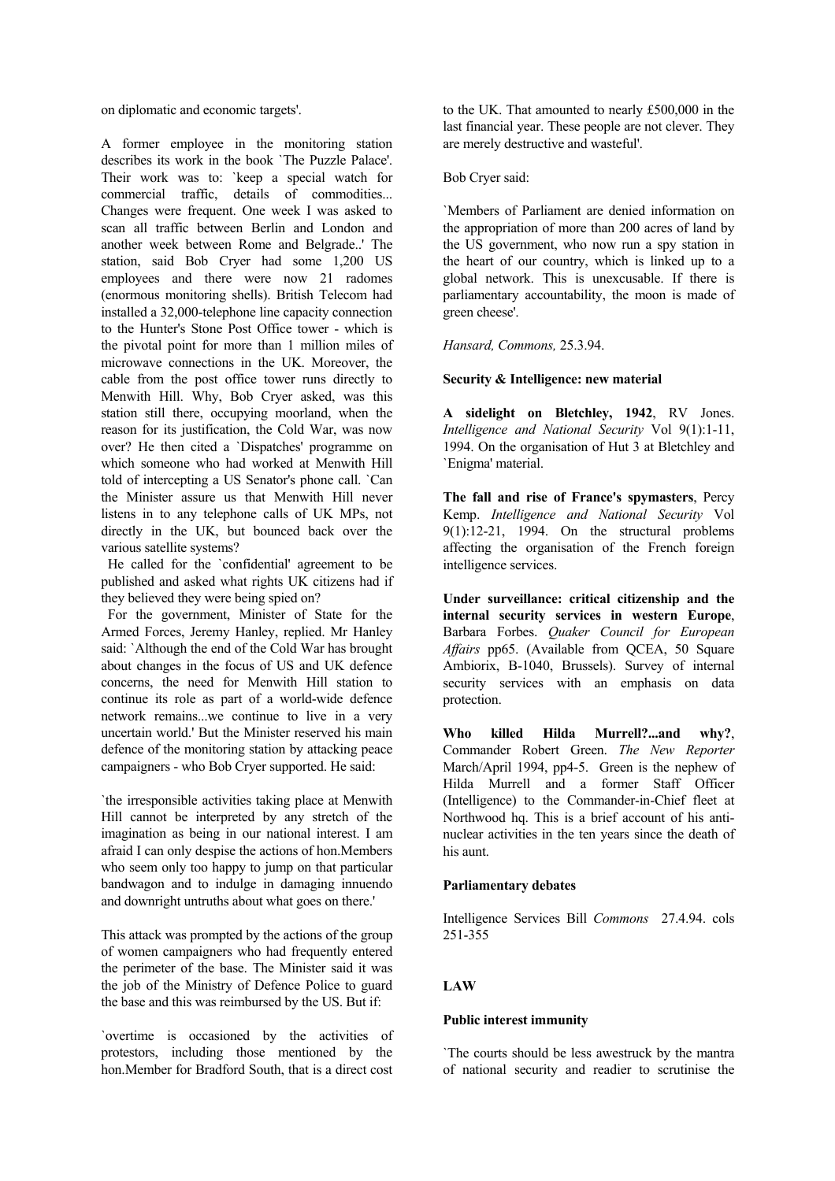on diplomatic and economic targets'.

A former employee in the monitoring station describes its work in the book `The Puzzle Palace'. Their work was to: `keep a special watch for commercial traffic, details of commodities... Changes were frequent. One week I was asked to scan all traffic between Berlin and London and another week between Rome and Belgrade..' The station, said Bob Cryer had some 1,200 US employees and there were now 21 radomes (enormous monitoring shells). British Telecom had installed a 32,000-telephone line capacity connection to the Hunter's Stone Post Office tower - which is the pivotal point for more than 1 million miles of microwave connections in the UK. Moreover, the cable from the post office tower runs directly to Menwith Hill. Why, Bob Cryer asked, was this station still there, occupying moorland, when the reason for its justification, the Cold War, was now over? He then cited a `Dispatches' programme on which someone who had worked at Menwith Hill told of intercepting a US Senator's phone call. `Can the Minister assure us that Menwith Hill never listens in to any telephone calls of UK MPs, not directly in the UK, but bounced back over the various satellite systems?

He called for the `confidential' agreement to be published and asked what rights UK citizens had if they believed they were being spied on?

For the government, Minister of State for the Armed Forces, Jeremy Hanley, replied. Mr Hanley said: `Although the end of the Cold War has brought about changes in the focus of US and UK defence concerns, the need for Menwith Hill station to continue its role as part of a world-wide defence network remains...we continue to live in a very uncertain world.' But the Minister reserved his main defence of the monitoring station by attacking peace campaigners - who Bob Cryer supported. He said:

`the irresponsible activities taking place at Menwith Hill cannot be interpreted by any stretch of the imagination as being in our national interest. I am afraid I can only despise the actions of hon.Members who seem only too happy to jump on that particular bandwagon and to indulge in damaging innuendo and downright untruths about what goes on there.'

This attack was prompted by the actions of the group of women campaigners who had frequently entered the perimeter of the base. The Minister said it was the job of the Ministry of Defence Police to guard the base and this was reimbursed by the US. But if:

`overtime is occasioned by the activities of protestors, including those mentioned by the hon.Member for Bradford South, that is a direct cost to the UK. That amounted to nearly £500,000 in the last financial year. These people are not clever. They are merely destructive and wasteful'.

Bob Cryer said:

`Members of Parliament are denied information on the appropriation of more than 200 acres of land by the US government, who now run a spy station in the heart of our country, which is linked up to a global network. This is unexcusable. If there is parliamentary accountability, the moon is made of green cheese'.

*Hansard, Commons,* 25.3.94.

**Security & Intelligence: new material**

**A sidelight on Bletchley, 1942**, RV Jones. *Intelligence and National Security* Vol 9(1):1-11, 1994. On the organisation of Hut 3 at Bletchley and `Enigma' material.

**The fall and rise of France's spymasters**, Percy Kemp. *Intelligence and National Security* Vol 9(1):12-21, 1994. On the structural problems affecting the organisation of the French foreign intelligence services.

**Under surveillance: critical citizenship and the internal security services in western Europe**, Barbara Forbes. *Quaker Council for European Affairs* pp65. (Available from QCEA, 50 Square Ambiorix, B-1040, Brussels). Survey of internal security services with an emphasis on data protection.

**Who killed Hilda Murrell?...and why?**, Commander Robert Green. *The New Reporter* March/April 1994, pp4-5. Green is the nephew of Hilda Murrell and a former Staff Officer (Intelligence) to the Commander-in-Chief fleet at Northwood hq. This is a brief account of his anti-nuclear activities in the ten years since the death of his aunt.

**Parliamentary debates**

Intelligence Services Bill *Commons* 27.4.94. cols 251-355

## LAW

**Public interest immunity**

`The courts should be less awestruck by the mantra of national security and readier to scrutinise the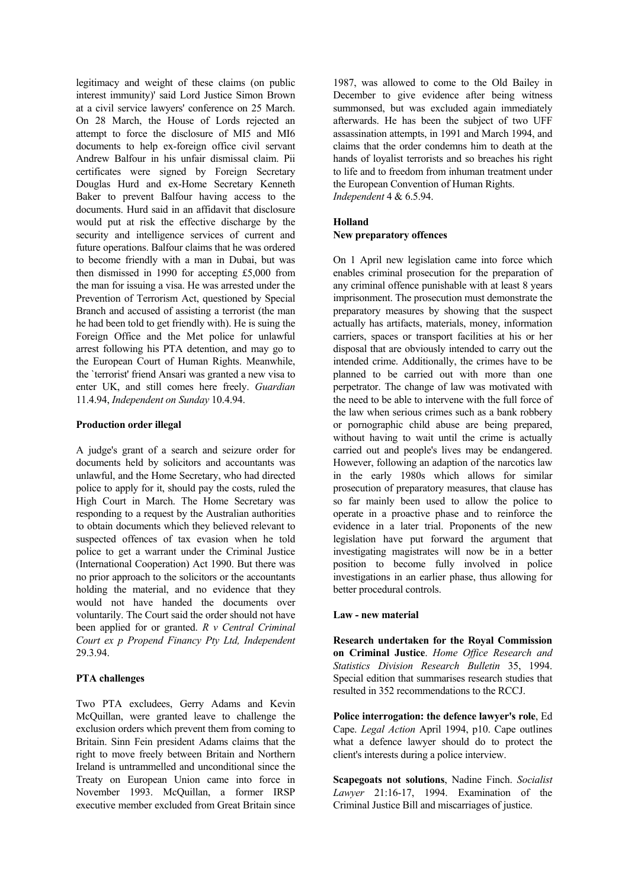legitimacy and weight of these claims (on public interest immunity)' said Lord Justice Simon Brown at a civil service lawyers' conference on 25 March. On 28 March, the House of Lords rejected an attempt to force the disclosure of MI5 and MI6 documents to help ex-foreign office civil servant Andrew Balfour in his unfair dismissal claim. Pii certificates were signed by Foreign Secretary Douglas Hurd and ex-Home Secretary Kenneth Baker to prevent Balfour having access to the documents. Hurd said in an affidavit that disclosure would put at risk the effective discharge by the security and intelligence services of current and future operations. Balfour claims that he was ordered to become friendly with a man in Dubai, but was then dismissed in 1990 for accepting £5,000 from the man for issuing a visa. He was arrested under the Prevention of Terrorism Act, questioned by Special Branch and accused of assisting a terrorist (the man he had been told to get friendly with). He is suing the Foreign Office and the Met police for unlawful arrest following his PTA detention, and may go to the European Court of Human Rights. Meanwhile, the `terrorist' friend Ansari was granted a new visa to enter UK, and still comes here freely. *Guardian* 11.4.94, *Independent on Sunday* 10.4.94.

**Production order illegal**

A judge's grant of a search and seizure order for documents held by solicitors and accountants was unlawful, and the Home Secretary, who had directed police to apply for it, should pay the costs, ruled the High Court in March. The Home Secretary was responding to a request by the Australian authorities to obtain documents which they believed relevant to suspected offences of tax evasion when he told police to get a warrant under the Criminal Justice (International Cooperation) Act 1990. But there was no prior approach to the solicitors or the accountants holding the material, and no evidence that they would not have handed the documents over voluntarily. The Court said the order should not have been applied for or granted. *R v Central Criminal Court ex p Propend Financy Pty Ltd, Independent* 29.3.94.

**PTA challenges**

Two PTA excludees, Gerry Adams and Kevin McQuillan, were granted leave to challenge the exclusion orders which prevent them from coming to Britain. Sinn Fein president Adams claims that the right to move freely between Britain and Northern Ireland is untrammelled and unconditional since the Treaty on European Union came into force in November 1993. McQuillan, a former IRSP executive member excluded from Great Britain since 1987, was allowed to come to the Old Bailey in December to give evidence after being witness summonsed, but was excluded again immediately afterwards. He has been the subject of two UFF assassination attempts, in 1991 and March 1994, and claims that the order condemns him to death at the hands of loyalist terrorists and so breaches his right to life and to freedom from inhuman treatment under the European Convention of Human Rights. *Independent* 4 & 6.5.94.

**Holland**

**New preparatory offences**

On 1 April new legislation came into force which enables criminal prosecution for the preparation of any criminal offence punishable with at least 8 years imprisonment. The prosecution must demonstrate the preparatory measures by showing that the suspect actually has artifacts, materials, money, information carriers, spaces or transport facilities at his or her disposal that are obviously intended to carry out the intended crime. Additionally, the crimes have to be planned to be carried out with more than one perpetrator. The change of law was motivated with the need to be able to intervene with the full force of the law when serious crimes such as a bank robbery or pornographic child abuse are being prepared, without having to wait until the crime is actually carried out and people's lives may be endangered. However, following an adaption of the narcotics law in the early 1980s which allows for similar prosecution of preparatory measures, that clause has so far mainly been used to allow the police to operate in a proactive phase and to reinforce the evidence in a later trial. Proponents of the new legislation have put forward the argument that investigating magistrates will now be in a better position to become fully involved in police investigations in an earlier phase, thus allowing for better procedural controls.

**Law - new material**

**Research undertaken for the Royal Commission on Criminal Justice**. *Home Office Research and Statistics Division Research Bulletin* 35, 1994. Special edition that summarises research studies that resulted in 352 recommendations to the RCCJ.

**Police interrogation: the defence lawyer's role**, Ed Cape. *Legal Action* April 1994, p10. Cape outlines what a defence lawyer should do to protect the client's interests during a police interview.

**Scapegoats not solutions**, Nadine Finch. *Socialist Lawyer* 21:16-17, 1994. Examination of the Criminal Justice Bill and miscarriages of justice.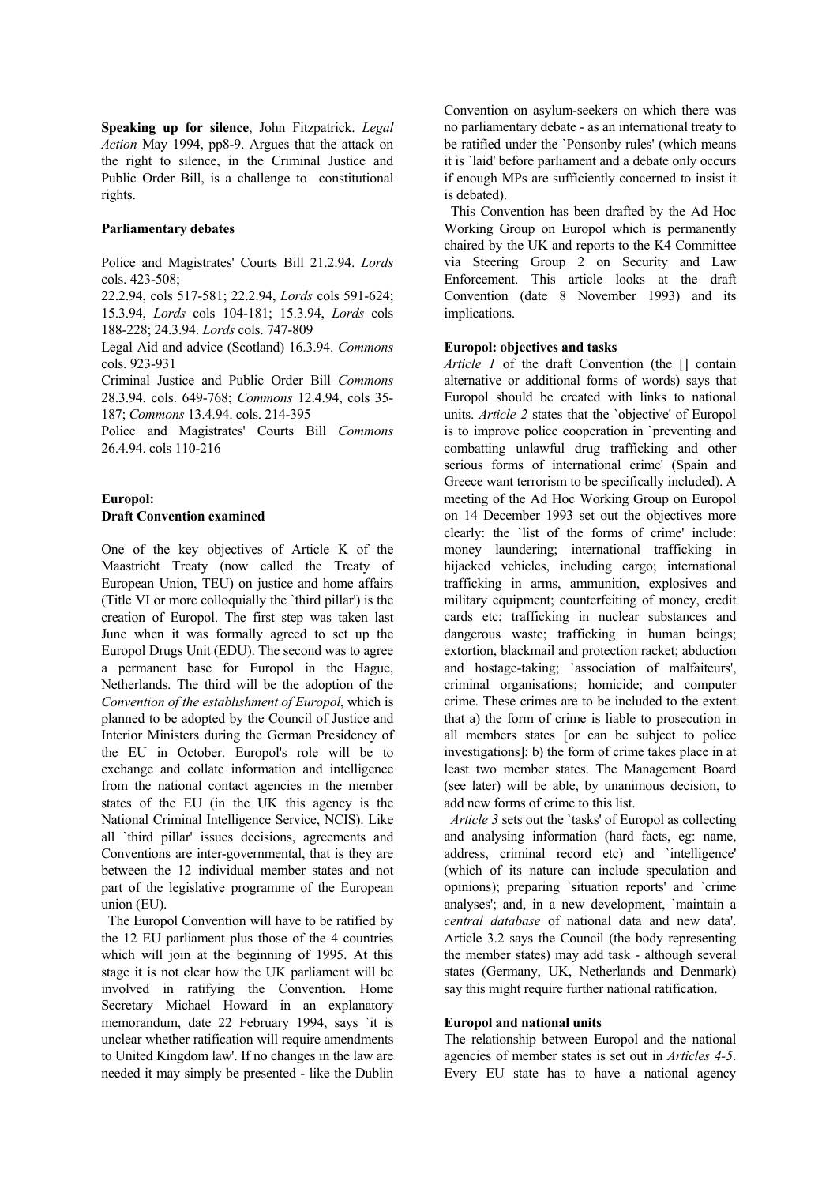**Speaking up for silence**, John Fitzpatrick. *Legal Action* May 1994, pp8-9. Argues that the attack on the right to silence, in the Criminal Justice and Public Order Bill, is a challenge to constitutional rights.

**Parliamentary debates**

Police and Magistrates' Courts Bill 21.2.94. *Lords* cols. 423-508;
22.2.94, cols 517-581; 22.2.94, *Lords* cols 591-624; 15.3.94, *Lords* cols 104-181; 15.3.94, *Lords* cols 188-228; 24.3.94. *Lords* cols. 747-809
Legal Aid and advice (Scotland) 16.3.94. *Commons* cols. 923-931
Criminal Justice and Public Order Bill *Commons* 28.3.94. cols. 649-768; *Commons* 12.4.94, cols 35-187; *Commons* 13.4.94. cols. 214-395
Police and Magistrates' Courts Bill *Commons* 26.4.94. cols 110-216

## Europol:
## Draft Convention examined

One of the key objectives of Article K of the Maastricht Treaty (now called the Treaty of European Union, TEU) on justice and home affairs (Title VI or more colloquially the `third pillar') is the creation of Europol. The first step was taken last June when it was formally agreed to set up the Europol Drugs Unit (EDU). The second was to agree a permanent base for Europol in the Hague, Netherlands. The third will be the adoption of the *Convention of the establishment of Europol*, which is planned to be adopted by the Council of Justice and Interior Ministers during the German Presidency of the EU in October. Europol's role will be to exchange and collate information and intelligence from the national contact agencies in the member states of the EU (in the UK this agency is the National Criminal Intelligence Service, NCIS). Like all `third pillar' issues decisions, agreements and Conventions are inter-governmental, that is they are between the 12 individual member states and not part of the legislative programme of the European union (EU).

The Europol Convention will have to be ratified by the 12 EU parliament plus those of the 4 countries which will join at the beginning of 1995. At this stage it is not clear how the UK parliament will be involved in ratifying the Convention. Home Secretary Michael Howard in an explanatory memorandum, date 22 February 1994, says `it is unclear whether ratification will require amendments to United Kingdom law'. If no changes in the law are needed it may simply be presented - like the Dublin Convention on asylum-seekers on which there was no parliamentary debate - as an international treaty to be ratified under the `Ponsonby rules' (which means it is `laid' before parliament and a debate only occurs if enough MPs are sufficiently concerned to insist it is debated).

This Convention has been drafted by the Ad Hoc Working Group on Europol which is permanently chaired by the UK and reports to the K4 Committee via Steering Group 2 on Security and Law Enforcement. This article looks at the draft Convention (date 8 November 1993) and its implications.

**Europol: objectives and tasks**

*Article 1* of the draft Convention (the [] contain alternative or additional forms of words) says that Europol should be created with links to national units. *Article 2* states that the `objective' of Europol is to improve police cooperation in `preventing and combatting unlawful drug trafficking and other serious forms of international crime' (Spain and Greece want terrorism to be specifically included). A meeting of the Ad Hoc Working Group on Europol on 14 December 1993 set out the objectives more clearly: the `list of the forms of crime' include: money laundering; international trafficking in hijacked vehicles, including cargo; international trafficking in arms, ammunition, explosives and military equipment; counterfeiting of money, credit cards etc; trafficking in nuclear substances and dangerous waste; trafficking in human beings; extortion, blackmail and protection racket; abduction and hostage-taking; `association of malfaiteurs', criminal organisations; homicide; and computer crime. These crimes are to be included to the extent that a) the form of crime is liable to prosecution in all members states [or can be subject to police investigations]; b) the form of crime takes place in at least two member states. The Management Board (see later) will be able, by unanimous decision, to add new forms of crime to this list.

*Article 3* sets out the `tasks' of Europol as collecting and analysing information (hard facts, eg: name, address, criminal record etc) and `intelligence' (which of its nature can include speculation and opinions); preparing `situation reports' and `crime analyses'; and, in a new development, `maintain a *central database* of national data and new data'. Article 3.2 says the Council (the body representing the member states) may add task - although several states (Germany, UK, Netherlands and Denmark) say this might require further national ratification.

**Europol and national units**

The relationship between Europol and the national agencies of member states is set out in *Articles 4-5*. Every EU state has to have a national agency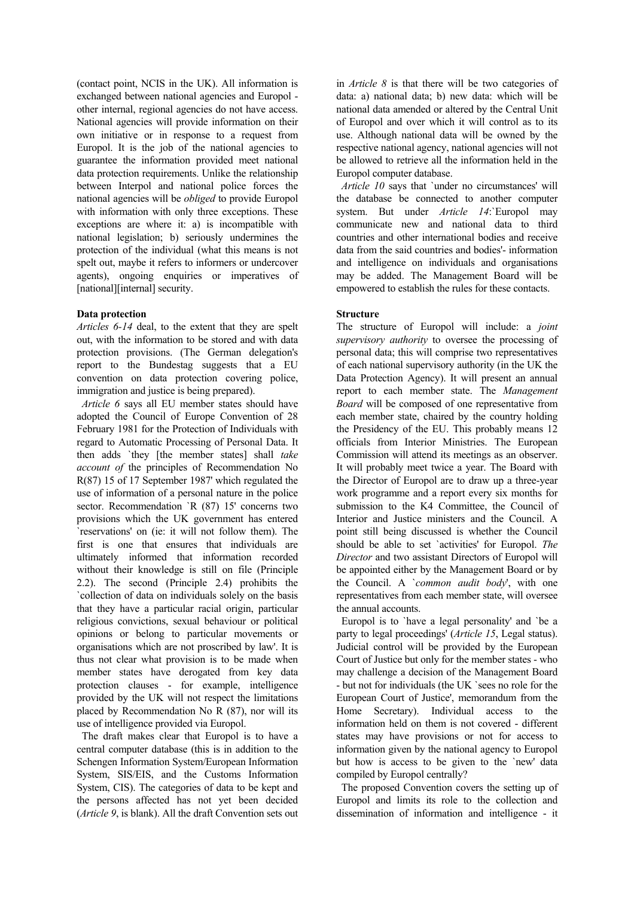(contact point, NCIS in the UK). All information is exchanged between national agencies and Europol - other internal, regional agencies do not have access. National agencies will provide information on their own initiative or in response to a request from Europol. It is the job of the national agencies to guarantee the information provided meet national data protection requirements. Unlike the relationship between Interpol and national police forces the national agencies will be *obliged* to provide Europol with information with only three exceptions. These exceptions are where it: a) is incompatible with national legislation; b) seriously undermines the protection of the individual (what this means is not spelt out, maybe it refers to informers or undercover agents), ongoing enquiries or imperatives of [national][internal] security.

**Data protection**

*Articles 6-14* deal, to the extent that they are spelt out, with the information to be stored and with data protection provisions. (The German delegation's report to the Bundestag suggests that a EU convention on data protection covering police, immigration and justice is being prepared).

*Article 6* says all EU member states should have adopted the Council of Europe Convention of 28 February 1981 for the Protection of Individuals with regard to Automatic Processing of Personal Data. It then adds `they [the member states] shall *take account of* the principles of Recommendation No R(87) 15 of 17 September 1987' which regulated the use of information of a personal nature in the police sector. Recommendation `R (87) 15' concerns two provisions which the UK government has entered `reservations' on (ie: it will not follow them). The first is one that ensures that individuals are ultimately informed that information recorded without their knowledge is still on file (Principle 2.2). The second (Principle 2.4) prohibits the `collection of data on individuals solely on the basis that they have a particular racial origin, particular religious convictions, sexual behaviour or political opinions or belong to particular movements or organisations which are not proscribed by law'. It is thus not clear what provision is to be made when member states have derogated from key data protection clauses - for example, intelligence provided by the UK will not respect the limitations placed by Recommendation No R (87), nor will its use of intelligence provided via Europol.

The draft makes clear that Europol is to have a central computer database (this is in addition to the Schengen Information System/European Information System, SIS/EIS, and the Customs Information System, CIS). The categories of data to be kept and the persons affected has not yet been decided (*Article 9*, is blank). All the draft Convention sets out in *Article 8* is that there will be two categories of data: a) national data; b) new data: which will be national data amended or altered by the Central Unit of Europol and over which it will control as to its use. Although national data will be owned by the respective national agency, national agencies will not be allowed to retrieve all the information held in the Europol computer database.

*Article 10* says that `under no circumstances' will the database be connected to another computer system. But under *Article 14*:`Europol may communicate new and national data to third countries and other international bodies and receive data from the said countries and bodies'- information and intelligence on individuals and organisations may be added. The Management Board will be empowered to establish the rules for these contacts.

**Structure**

The structure of Europol will include: a *joint supervisory authority* to oversee the processing of personal data; this will comprise two representatives of each national supervisory authority (in the UK the Data Protection Agency). It will present an annual report to each member state. The *Management Board* will be composed of one representative from each member state, chaired by the country holding the Presidency of the EU. This probably means 12 officials from Interior Ministries. The European Commission will attend its meetings as an observer. It will probably meet twice a year. The Board with the Director of Europol are to draw up a three-year work programme and a report every six months for submission to the K4 Committee, the Council of Interior and Justice ministers and the Council. A point still being discussed is whether the Council should be able to set `activities' for Europol. *The Director* and two assistant Directors of Europol will be appointed either by the Management Board or by the Council. A `*common audit body*', with one representatives from each member state, will oversee the annual accounts.

Europol is to `have a legal personality' and `be a party to legal proceedings' (*Article 15*, Legal status). Judicial control will be provided by the European Court of Justice but only for the member states - who may challenge a decision of the Management Board - but not for individuals (the UK `sees no role for the European Court of Justice', memorandum from the Home Secretary). Individual access to the information held on them is not covered - different states may have provisions or not for access to information given by the national agency to Europol but how is access to be given to the `new' data compiled by Europol centrally?

The proposed Convention covers the setting up of Europol and limits its role to the collection and dissemination of information and intelligence - it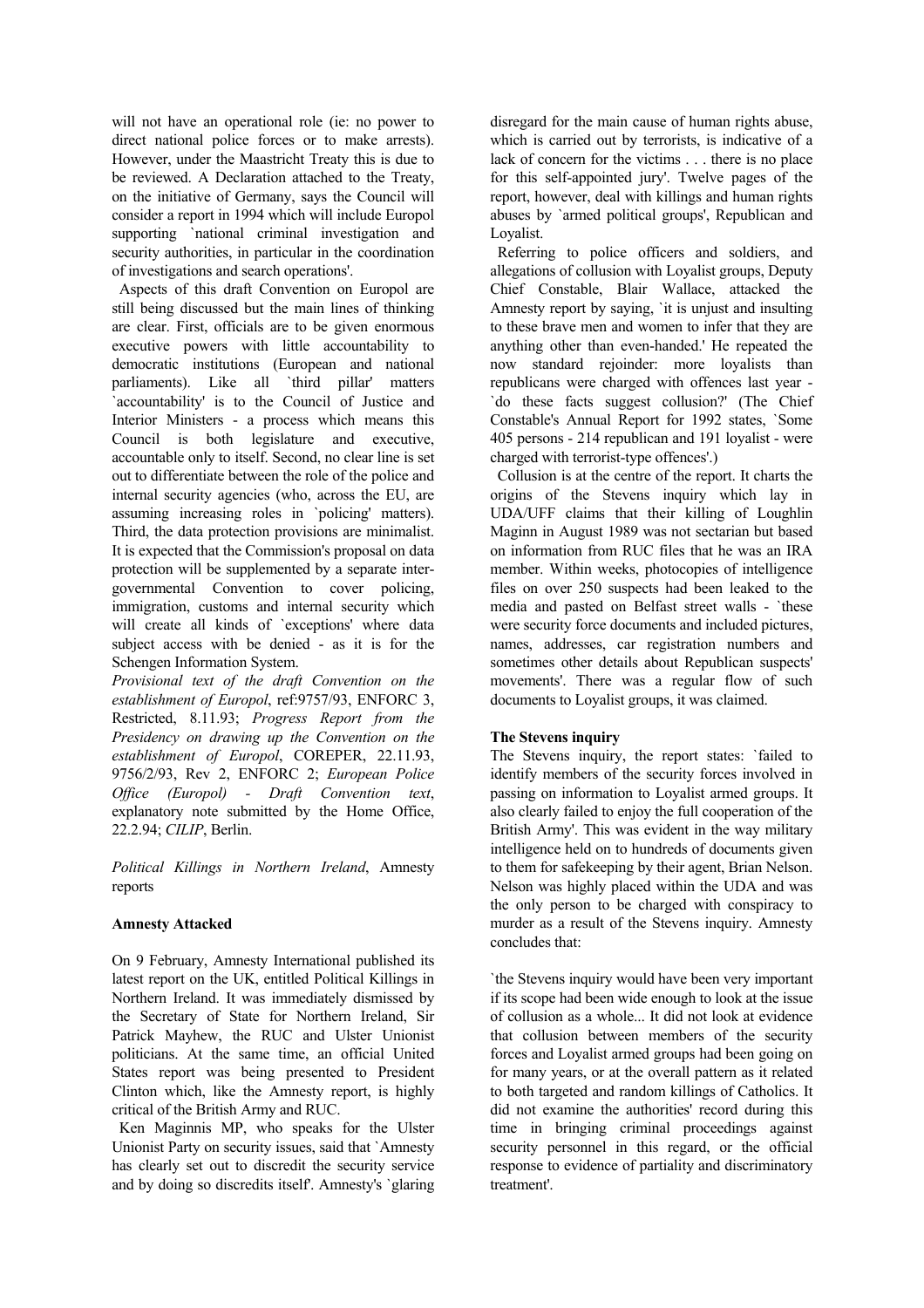will not have an operational role (ie: no power to direct national police forces or to make arrests). However, under the Maastricht Treaty this is due to be reviewed. A Declaration attached to the Treaty, on the initiative of Germany, says the Council will consider a report in 1994 which will include Europol supporting `national criminal investigation and security authorities, in particular in the coordination of investigations and search operations'.

Aspects of this draft Convention on Europol are still being discussed but the main lines of thinking are clear. First, officials are to be given enormous executive powers with little accountability to democratic institutions (European and national parliaments). Like all `third pillar' matters `accountability' is to the Council of Justice and Interior Ministers - a process which means this Council is both legislature and executive, accountable only to itself. Second, no clear line is set out to differentiate between the role of the police and internal security agencies (who, across the EU, are assuming increasing roles in `policing' matters). Third, the data protection provisions are minimalist. It is expected that the Commission's proposal on data protection will be supplemented by a separate inter-governmental Convention to cover policing, immigration, customs and internal security which will create all kinds of `exceptions' where data subject access with be denied - as it is for the Schengen Information System.

*Provisional text of the draft Convention on the establishment of Europol*, ref:9757/93, ENFORC 3, Restricted, 8.11.93; *Progress Report from the Presidency on drawing up the Convention on the establishment of Europol*, COREPER, 22.11.93, 9756/2/93, Rev 2, ENFORC 2; *European Police Office (Europol) - Draft Convention text*, explanatory note submitted by the Home Office, 22.2.94; *CILIP*, Berlin.

*Political Killings in Northern Ireland*, Amnesty reports

**Amnesty Attacked**

On 9 February, Amnesty International published its latest report on the UK, entitled Political Killings in Northern Ireland. It was immediately dismissed by the Secretary of State for Northern Ireland, Sir Patrick Mayhew, the RUC and Ulster Unionist politicians. At the same time, an official United States report was being presented to President Clinton which, like the Amnesty report, is highly critical of the British Army and RUC.

Ken Maginnis MP, who speaks for the Ulster Unionist Party on security issues, said that `Amnesty has clearly set out to discredit the security service and by doing so discredits itself'. Amnesty's `glaring disregard for the main cause of human rights abuse, which is carried out by terrorists, is indicative of a lack of concern for the victims . . . there is no place for this self-appointed jury'. Twelve pages of the report, however, deal with killings and human rights abuses by `armed political groups', Republican and Loyalist.

Referring to police officers and soldiers, and allegations of collusion with Loyalist groups, Deputy Chief Constable, Blair Wallace, attacked the Amnesty report by saying, `it is unjust and insulting to these brave men and women to infer that they are anything other than even-handed.' He repeated the now standard rejoinder: more loyalists than republicans were charged with offences last year - `do these facts suggest collusion?' (The Chief Constable's Annual Report for 1992 states, `Some 405 persons - 214 republican and 191 loyalist - were charged with terrorist-type offences'.)

Collusion is at the centre of the report. It charts the origins of the Stevens inquiry which lay in UDA/UFF claims that their killing of Loughlin Maginn in August 1989 was not sectarian but based on information from RUC files that he was an IRA member. Within weeks, photocopies of intelligence files on over 250 suspects had been leaked to the media and pasted on Belfast street walls - `these were security force documents and included pictures, names, addresses, car registration numbers and sometimes other details about Republican suspects' movements'. There was a regular flow of such documents to Loyalist groups, it was claimed.

**The Stevens inquiry**

The Stevens inquiry, the report states: `failed to identify members of the security forces involved in passing on information to Loyalist armed groups. It also clearly failed to enjoy the full cooperation of the British Army'. This was evident in the way military intelligence held on to hundreds of documents given to them for safekeeping by their agent, Brian Nelson. Nelson was highly placed within the UDA and was the only person to be charged with conspiracy to murder as a result of the Stevens inquiry. Amnesty concludes that:

`the Stevens inquiry would have been very important if its scope had been wide enough to look at the issue of collusion as a whole... It did not look at evidence that collusion between members of the security forces and Loyalist armed groups had been going on for many years, or at the overall pattern as it related to both targeted and random killings of Catholics. It did not examine the authorities' record during this time in bringing criminal proceedings against security personnel in this regard, or the official response to evidence of partiality and discriminatory treatment'.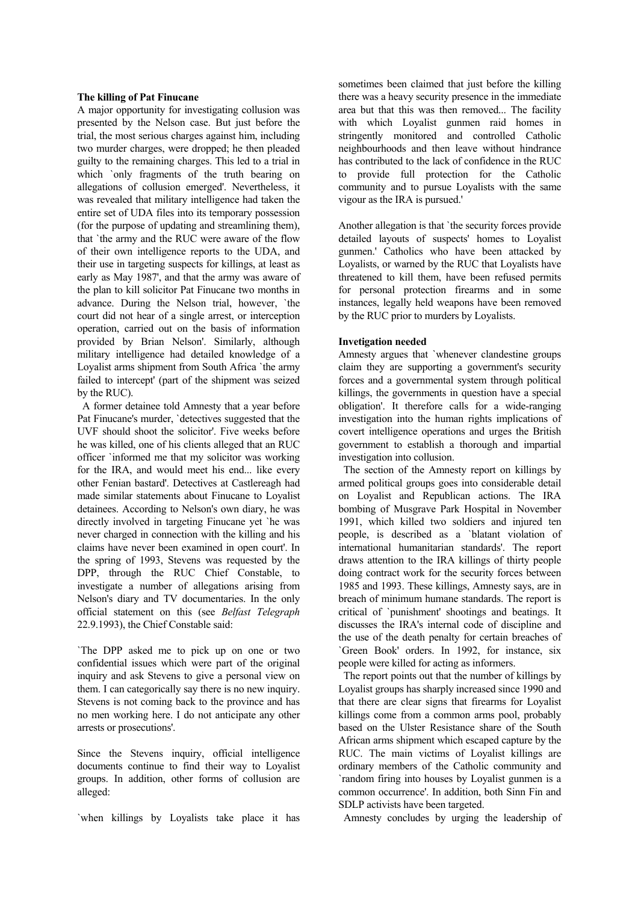**The killing of Pat Finucane**

A major opportunity for investigating collusion was presented by the Nelson case. But just before the trial, the most serious charges against him, including two murder charges, were dropped; he then pleaded guilty to the remaining charges. This led to a trial in which `only fragments of the truth bearing on allegations of collusion emerged'. Nevertheless, it was revealed that military intelligence had taken the entire set of UDA files into its temporary possession (for the purpose of updating and streamlining them), that `the army and the RUC were aware of the flow of their own intelligence reports to the UDA, and their use in targeting suspects for killings, at least as early as May 1987', and that the army was aware of the plan to kill solicitor Pat Finucane two months in advance. During the Nelson trial, however, `the court did not hear of a single arrest, or interception operation, carried out on the basis of information provided by Brian Nelson'. Similarly, although military intelligence had detailed knowledge of a Loyalist arms shipment from South Africa `the army failed to intercept' (part of the shipment was seized by the RUC).

A former detainee told Amnesty that a year before Pat Finucane's murder, `detectives suggested that the UVF should shoot the solicitor'. Five weeks before he was killed, one of his clients alleged that an RUC officer `informed me that my solicitor was working for the IRA, and would meet his end... like every other Fenian bastard'. Detectives at Castlereagh had made similar statements about Finucane to Loyalist detainees. According to Nelson's own diary, he was directly involved in targeting Finucane yet `he was never charged in connection with the killing and his claims have never been examined in open court'. In the spring of 1993, Stevens was requested by the DPP, through the RUC Chief Constable, to investigate a number of allegations arising from Nelson's diary and TV documentaries. In the only official statement on this (see *Belfast Telegraph* 22.9.1993), the Chief Constable said:

`The DPP asked me to pick up on one or two confidential issues which were part of the original inquiry and ask Stevens to give a personal view on them. I can categorically say there is no new inquiry. Stevens is not coming back to the province and has no men working here. I do not anticipate any other arrests or prosecutions'.

Since the Stevens inquiry, official intelligence documents continue to find their way to Loyalist groups. In addition, other forms of collusion are alleged:

`when killings by Loyalists take place it has sometimes been claimed that just before the killing there was a heavy security presence in the immediate area but that this was then removed... The facility with which Loyalist gunmen raid homes in stringently monitored and controlled Catholic neighbourhoods and then leave without hindrance has contributed to the lack of confidence in the RUC to provide full protection for the Catholic community and to pursue Loyalists with the same vigour as the IRA is pursued.'

Another allegation is that `the security forces provide detailed layouts of suspects' homes to Loyalist gunmen.' Catholics who have been attacked by Loyalists, or warned by the RUC that Loyalists have threatened to kill them, have been refused permits for personal protection firearms and in some instances, legally held weapons have been removed by the RUC prior to murders by Loyalists.

**Invetigation needed**

Amnesty argues that `whenever clandestine groups claim they are supporting a government's security forces and a governmental system through political killings, the governments in question have a special obligation'. It therefore calls for a wide-ranging investigation into the human rights implications of covert intelligence operations and urges the British government to establish a thorough and impartial investigation into collusion.

The section of the Amnesty report on killings by armed political groups goes into considerable detail on Loyalist and Republican actions. The IRA bombing of Musgrave Park Hospital in November 1991, which killed two soldiers and injured ten people, is described as a `blatant violation of international humanitarian standards'. The report draws attention to the IRA killings of thirty people doing contract work for the security forces between 1985 and 1993. These killings, Amnesty says, are in breach of minimum humane standards. The report is critical of `punishment' shootings and beatings. It discusses the IRA's internal code of discipline and the use of the death penalty for certain breaches of `Green Book' orders. In 1992, for instance, six people were killed for acting as informers.

The report points out that the number of killings by Loyalist groups has sharply increased since 1990 and that there are clear signs that firearms for Loyalist killings come from a common arms pool, probably based on the Ulster Resistance share of the South African arms shipment which escaped capture by the RUC. The main victims of Loyalist killings are ordinary members of the Catholic community and `random firing into houses by Loyalist gunmen is a common occurrence'. In addition, both Sinn Fin and SDLP activists have been targeted.

Amnesty concludes by urging the leadership of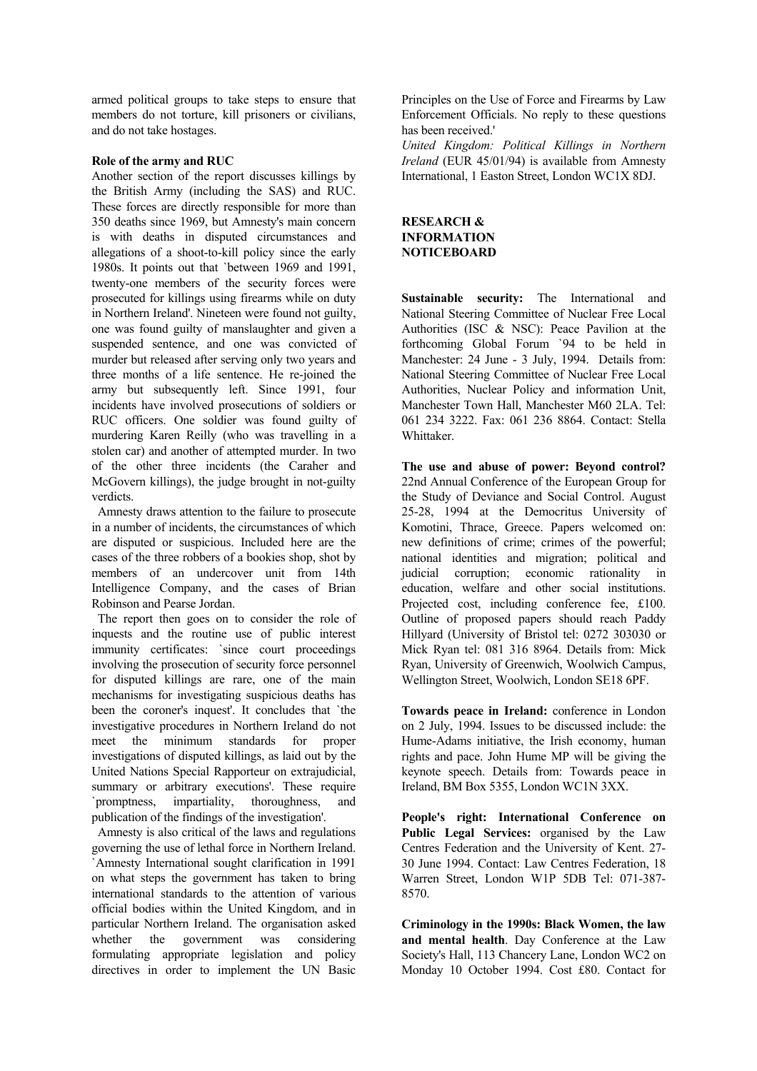armed political groups to take steps to ensure that members do not torture, kill prisoners or civilians, and do not take hostages.

**Role of the army and RUC**

Another section of the report discusses killings by the British Army (including the SAS) and RUC. These forces are directly responsible for more than 350 deaths since 1969, but Amnesty's main concern is with deaths in disputed circumstances and allegations of a shoot-to-kill policy since the early 1980s. It points out that `between 1969 and 1991, twenty-one members of the security forces were prosecuted for killings using firearms while on duty in Northern Ireland'. Nineteen were found not guilty, one was found guilty of manslaughter and given a suspended sentence, and one was convicted of murder but released after serving only two years and three months of a life sentence. He re-joined the army but subsequently left. Since 1991, four incidents have involved prosecutions of soldiers or RUC officers. One soldier was found guilty of murdering Karen Reilly (who was travelling in a stolen car) and another of attempted murder. In two of the other three incidents (the Caraher and McGovern killings), the judge brought in not-guilty verdicts.

Amnesty draws attention to the failure to prosecute in a number of incidents, the circumstances of which are disputed or suspicious. Included here are the cases of the three robbers of a bookies shop, shot by members of an undercover unit from 14th Intelligence Company, and the cases of Brian Robinson and Pearse Jordan.

The report then goes on to consider the role of inquests and the routine use of public interest immunity certificates: `since court proceedings involving the prosecution of security force personnel for disputed killings are rare, one of the main mechanisms for investigating suspicious deaths has been the coroner's inquest'. It concludes that `the investigative procedures in Northern Ireland do not meet the minimum standards for proper investigations of disputed killings, as laid out by the United Nations Special Rapporteur on extrajudicial, summary or arbitrary executions'. These require `promptness, impartiality, thoroughness, and publication of the findings of the investigation'.

Amnesty is also critical of the laws and regulations governing the use of lethal force in Northern Ireland. `Amnesty International sought clarification in 1991 on what steps the government has taken to bring international standards to the attention of various official bodies within the United Kingdom, and in particular Northern Ireland. The organisation asked whether the government was considering formulating appropriate legislation and policy directives in order to implement the UN Basic Principles on the Use of Force and Firearms by Law Enforcement Officials. No reply to these questions has been received.'

*United Kingdom: Political Killings in Northern Ireland* (EUR 45/01/94) is available from Amnesty International, 1 Easton Street, London WC1X 8DJ.

## RESEARCH & INFORMATION NOTICEBOARD

**Sustainable security:** The International and National Steering Committee of Nuclear Free Local Authorities (ISC & NSC): Peace Pavilion at the forthcoming Global Forum `94 to be held in Manchester: 24 June - 3 July, 1994. Details from: National Steering Committee of Nuclear Free Local Authorities, Nuclear Policy and information Unit, Manchester Town Hall, Manchester M60 2LA. Tel: 061 234 3222. Fax: 061 236 8864. Contact: Stella Whittaker.

**The use and abuse of power: Beyond control?** 22nd Annual Conference of the European Group for the Study of Deviance and Social Control. August 25-28, 1994 at the Democritus University of Komotini, Thrace, Greece. Papers welcomed on: new definitions of crime; crimes of the powerful; national identities and migration; political and judicial corruption; economic rationality in education, welfare and other social institutions. Projected cost, including conference fee, £100. Outline of proposed papers should reach Paddy Hillyard (University of Bristol tel: 0272 303030 or Mick Ryan tel: 081 316 8964. Details from: Mick Ryan, University of Greenwich, Woolwich Campus, Wellington Street, Woolwich, London SE18 6PF.

**Towards peace in Ireland:** conference in London on 2 July, 1994. Issues to be discussed include: the Hume-Adams initiative, the Irish economy, human rights and pace. John Hume MP will be giving the keynote speech. Details from: Towards peace in Ireland, BM Box 5355, London WC1N 3XX.

**People's right: International Conference on Public Legal Services:** organised by the Law Centres Federation and the University of Kent. 27-30 June 1994. Contact: Law Centres Federation, 18 Warren Street, London W1P 5DB Tel: 071-387-8570.

**Criminology in the 1990s: Black Women, the law and mental health**. Day Conference at the Law Society's Hall, 113 Chancery Lane, London WC2 on Monday 10 October 1994. Cost £80. Contact for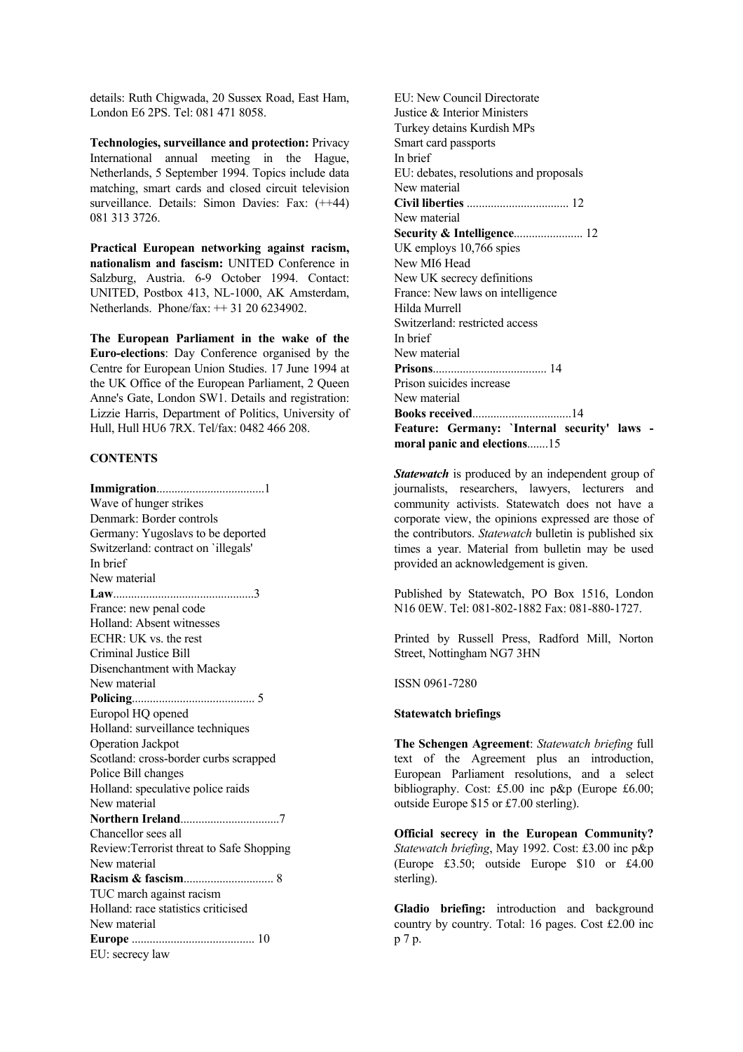details: Ruth Chigwada, 20 Sussex Road, East Ham, London E6 2PS. Tel: 081 471 8058.

**Technologies, surveillance and protection:** Privacy International annual meeting in the Hague, Netherlands, 5 September 1994. Topics include data matching, smart cards and closed circuit television surveillance. Details: Simon Davies: Fax: (++44) 081 313 3726.

**Practical European networking against racism, nationalism and fascism:** UNITED Conference in Salzburg, Austria. 6-9 October 1994. Contact: UNITED, Postbox 413, NL-1000, AK Amsterdam, Netherlands. Phone/fax: ++ 31 20 6234902.

**The European Parliament in the wake of the Euro-elections**: Day Conference organised by the Centre for European Union Studies. 17 June 1994 at the UK Office of the European Parliament, 2 Queen Anne's Gate, London SW1. Details and registration: Lizzie Harris, Department of Politics, University of Hull, Hull HU6 7RX. Tel/fax: 0482 466 208.

**CONTENTS**

**Immigration**....................................1
Wave of hunger strikes
Denmark: Border controls
Germany: Yugoslavs to be deported
Switzerland: contract on `illegals'
In brief
New material
**Law**...............................................3
France: new penal code
Holland: Absent witnesses
ECHR: UK vs. the rest
Criminal Justice Bill
Disenchantment with Mackay
New material
**Policing**......................................... 5
Europol HQ opened
Holland: surveillance techniques
Operation Jackpot
Scotland: cross-border curbs scrapped
Police Bill changes
Holland: speculative police raids
New material
**Northern Ireland**.................................7
Chancellor sees all
Review:Terrorist threat to Safe Shopping
New material
**Racism & fascism**.............................. 8
TUC march against racism
Holland: race statistics criticised
New material
**Europe** ......................................... 10
EU: secrecy law
EU: New Council Directorate
Justice & Interior Ministers
Turkey detains Kurdish MPs
Smart card passports
In brief
EU: debates, resolutions and proposals
New material
**Civil liberties** .................................. 12
New material
**Security & Intelligence**....................... 12
UK employs 10,766 spies
New MI6 Head
New UK secrecy definitions
France: New laws on intelligence
Hilda Murrell
Switzerland: restricted access
In brief
New material
**Prisons**...................................... 14
Prison suicides increase
New material
**Books received**.................................14
**Feature: Germany: `Internal security' laws - moral panic and elections**.......15

***Statewatch*** is produced by an independent group of journalists, researchers, lawyers, lecturers and community activists. Statewatch does not have a corporate view, the opinions expressed are those of the contributors. *Statewatch* bulletin is published six times a year. Material from bulletin may be used provided an acknowledgement is given.

Published by Statewatch, PO Box 1516, London N16 0EW. Tel: 081-802-1882 Fax: 081-880-1727.

Printed by Russell Press, Radford Mill, Norton Street, Nottingham NG7 3HN

ISSN 0961-7280

**Statewatch briefings**

**The Schengen Agreement**: *Statewatch briefing* full text of the Agreement plus an introduction, European Parliament resolutions, and a select bibliography. Cost: £5.00 inc p&p (Europe £6.00; outside Europe $15 or £7.00 sterling).

**Official secrecy in the European Community?** *Statewatch briefing*, May 1992. Cost: £3.00 inc p&p (Europe £3.50; outside Europe $10 or £4.00 sterling).

**Gladio briefing:** introduction and background country by country. Total: 16 pages. Cost £2.00 inc p 7 p.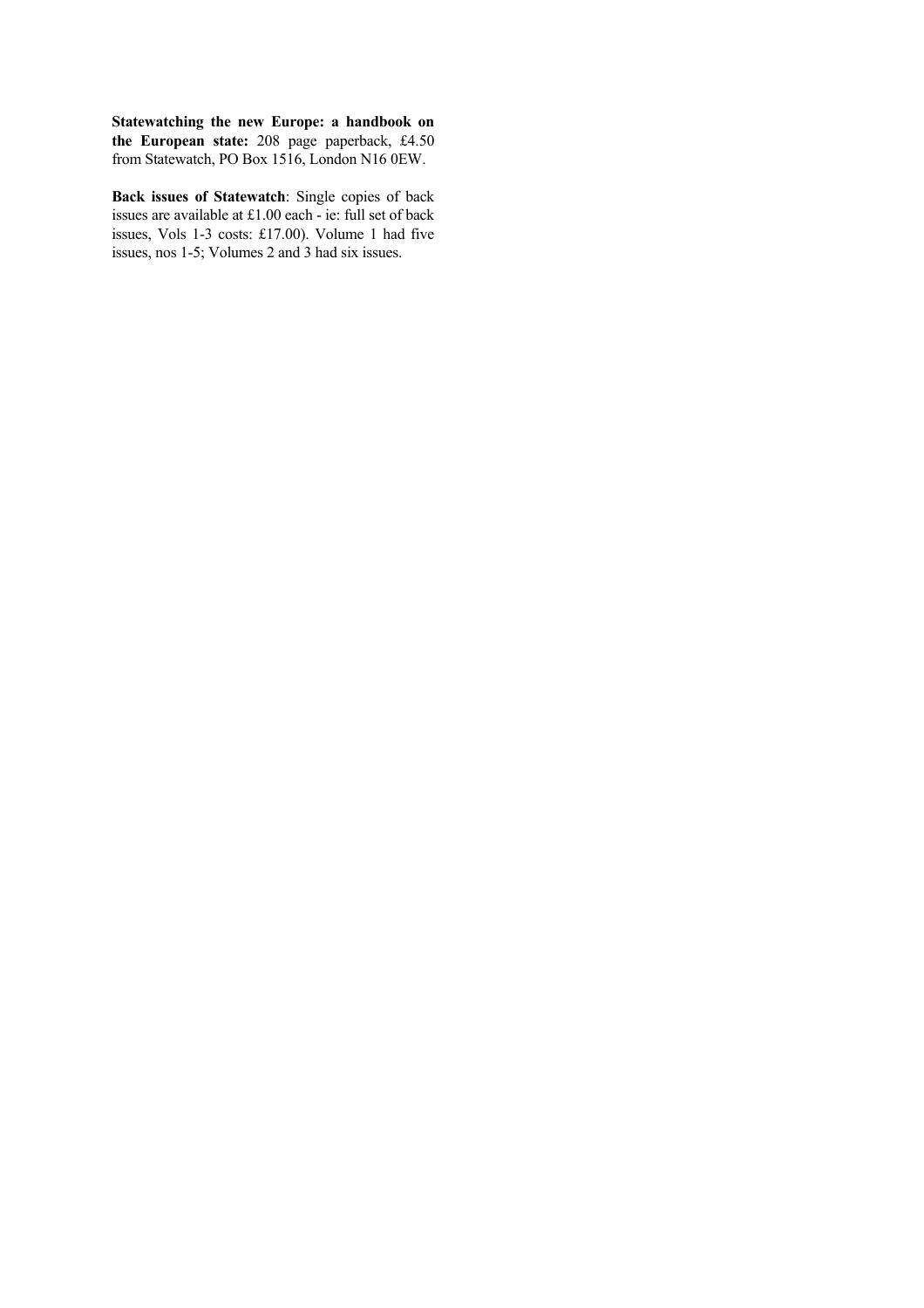**Statewatching the new Europe: a handbook on the European state:** 208 page paperback, £4.50 from Statewatch, PO Box 1516, London N16 0EW.

**Back issues of Statewatch**: Single copies of back issues are available at £1.00 each - ie: full set of back issues, Vols 1-3 costs: £17.00). Volume 1 had five issues, nos 1-5; Volumes 2 and 3 had six issues.